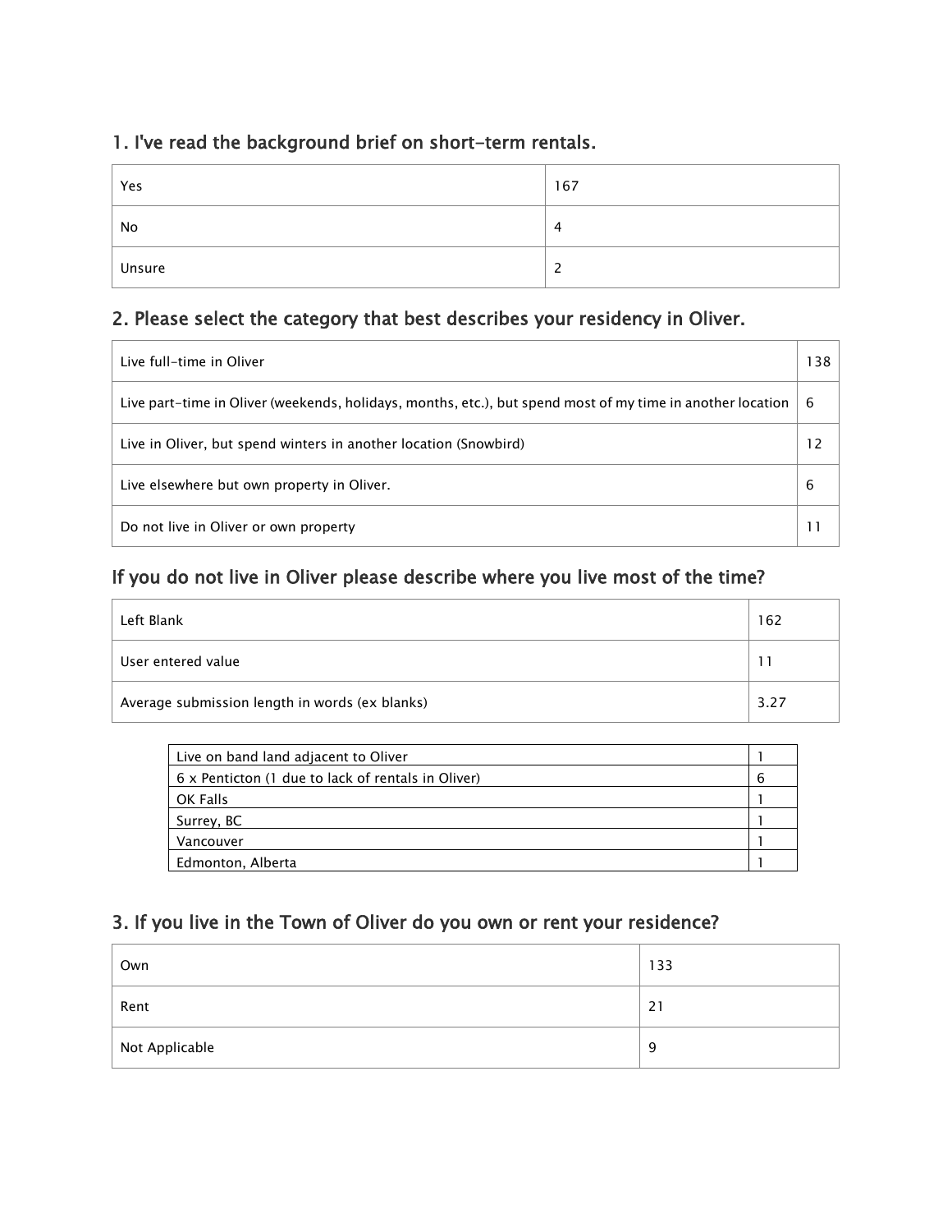## 1. I've read the background brief on short-term rentals.

| | |
|---|---|
| Yes | 167 |
| No | 4 |
| Unsure | 2 |

## 2. Please select the category that best describes your residency in Oliver.

| | |
|---|---|
| Live full-time in Oliver | 138 |
| Live part-time in Oliver (weekends, holidays, months, etc.), but spend most of my time in another location | 6 |
| Live in Oliver, but spend winters in another location (Snowbird) | 12 |
| Live elsewhere but own property in Oliver. | 6 |
| Do not live in Oliver or own property | 11 |

## If you do not live in Oliver please describe where you live most of the time?

| | |
|---|---|
| Left Blank | 162 |
| User entered value | 11 |
| Average submission length in words (ex blanks) | 3.27 |

| | |
|---|---|
| Live on band land adjacent to Oliver | 1 |
| 6 x Penticton (1 due to lack of rentals in Oliver) | 6 |
| OK Falls | 1 |
| Surrey, BC | 1 |
| Vancouver | 1 |
| Edmonton, Alberta | 1 |

## 3. If you live in the Town of Oliver do you own or rent your residence?

| | |
|---|---|
| Own | 133 |
| Rent | 21 |
| Not Applicable | 9 |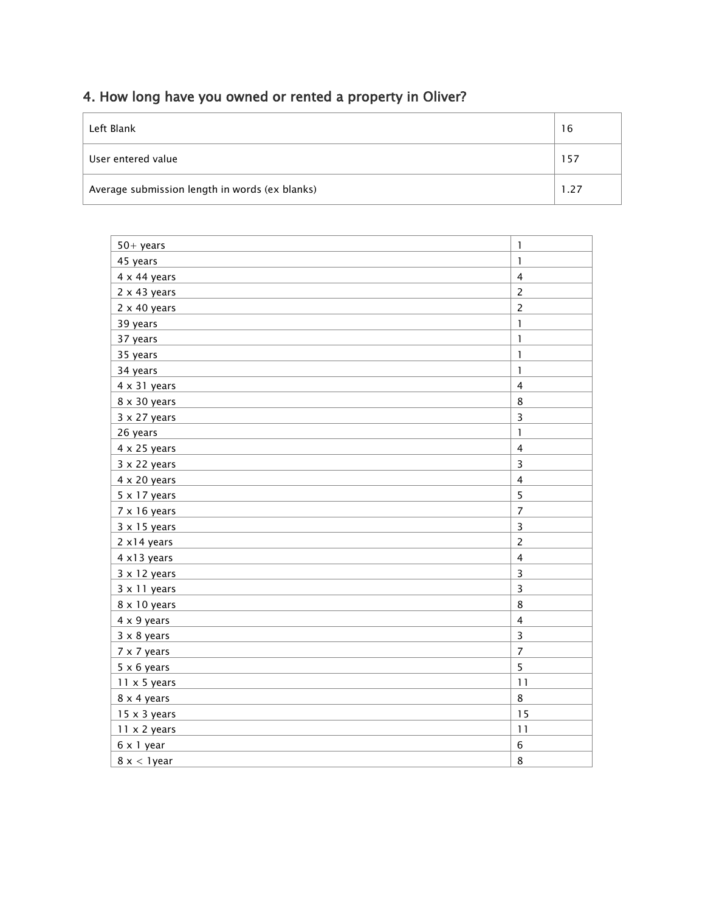## 4. How long have you owned or rented a property in Oliver?

| | |
|---|---|
| Left Blank | 16 |
| User entered value | 157 |
| Average submission length in words (ex blanks) | 1.27 |

| | |
|---|---|
| 50+ years | 1 |
| 45 years | 1 |
| 4 x 44 years | 4 |
| 2 x 43 years | 2 |
| 2 x 40 years | 2 |
| 39 years | 1 |
| 37 years | 1 |
| 35 years | 1 |
| 34 years | 1 |
| 4 x 31 years | 4 |
| 8 x 30 years | 8 |
| 3 x 27 years | 3 |
| 26 years | 1 |
| 4 x 25 years | 4 |
| 3 x 22 years | 3 |
| 4 x 20 years | 4 |
| 5 x 17 years | 5 |
| 7 x 16 years | 7 |
| 3 x 15 years | 3 |
| 2 x14 years | 2 |
| 4 x13 years | 4 |
| 3 x 12 years | 3 |
| 3 x 11 years | 3 |
| 8 x 10 years | 8 |
| 4 x 9 years | 4 |
| 3 x 8 years | 3 |
| 7 x 7 years | 7 |
| 5 x 6 years | 5 |
| 11 x 5 years | 11 |
| 8 x 4 years | 8 |
| 15 x 3 years | 15 |
| 11 x 2 years | 11 |
| 6 x 1 year | 6 |
| 8 x < 1year | 8 |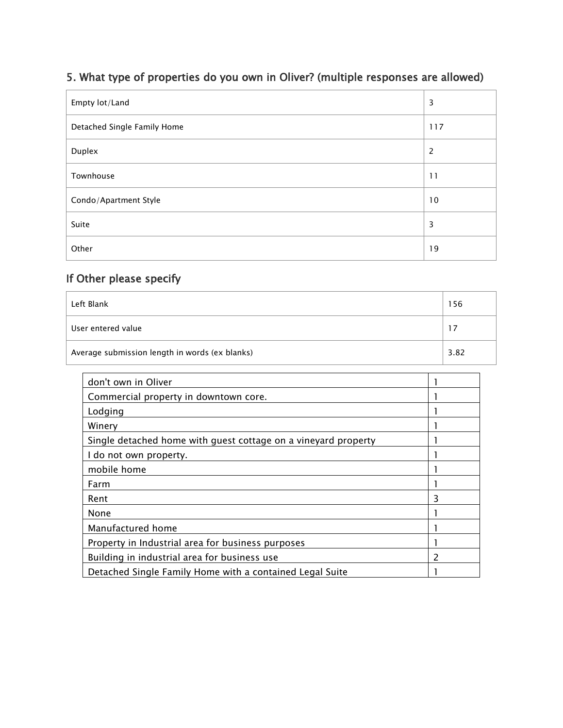## 5. What type of properties do you own in Oliver? (multiple responses are allowed)

| | |
|---|---|
| Empty lot/Land | 3 |
| Detached Single Family Home | 117 |
| Duplex | 2 |
| Townhouse | 11 |
| Condo/Apartment Style | 10 |
| Suite | 3 |
| Other | 19 |

## If Other please specify

| | |
|---|---|
| Left Blank | 156 |
| User entered value | 17 |
| Average submission length in words (ex blanks) | 3.82 |

| | |
|---|---|
| don't own in Oliver | 1 |
| Commercial property in downtown core. | 1 |
| Lodging | 1 |
| Winery | 1 |
| Single detached home with guest cottage on a vineyard property | 1 |
| I do not own property. | 1 |
| mobile home | 1 |
| Farm | 1 |
| Rent | 3 |
| None | 1 |
| Manufactured home | 1 |
| Property in Industrial area for business purposes | 1 |
| Building in industrial area for business use | 2 |
| Detached Single Family Home with a contained Legal Suite | 1 |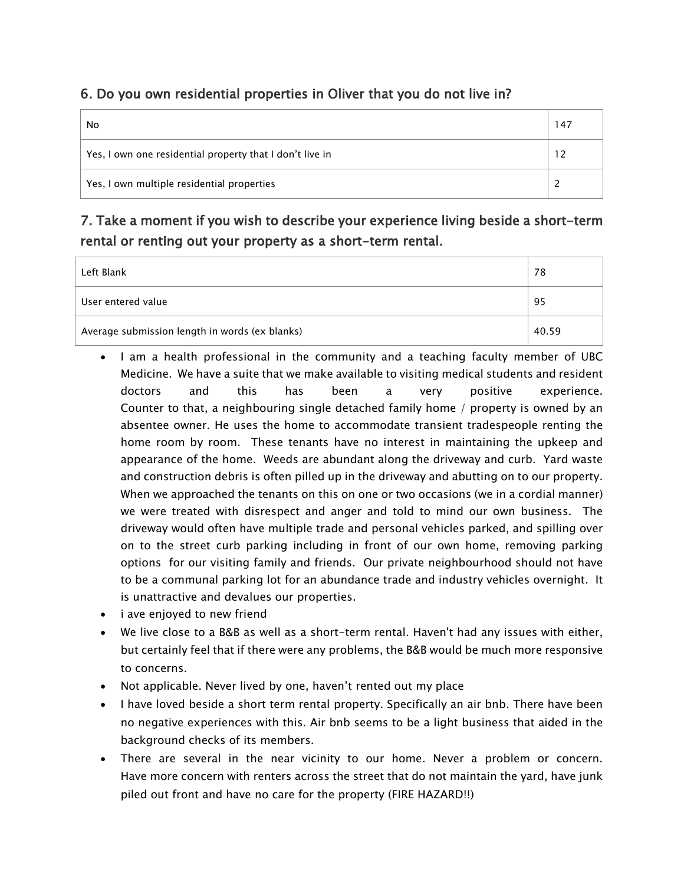## 6. Do you own residential properties in Oliver that you do not live in?

| | |
|---|---|
| No | 147 |
| Yes, I own one residential property that I don't live in | 12 |
| Yes, I own multiple residential properties | 2 |

## 7. Take a moment if you wish to describe your experience living beside a short-term rental or renting out your property as a short-term rental.

| | |
|---|---|
| Left Blank | 78 |
| User entered value | 95 |
| Average submission length in words (ex blanks) | 40.59 |

- I am a health professional in the community and a teaching faculty member of UBC Medicine. We have a suite that we make available to visiting medical students and resident doctors and this has been a very positive experience. Counter to that, a neighbouring single detached family home / property is owned by an absentee owner. He uses the home to accommodate transient tradespeople renting the home room by room. These tenants have no interest in maintaining the upkeep and appearance of the home. Weeds are abundant along the driveway and curb. Yard waste and construction debris is often pilled up in the driveway and abutting on to our property. When we approached the tenants on this on one or two occasions (we in a cordial manner) we were treated with disrespect and anger and told to mind our own business. The driveway would often have multiple trade and personal vehicles parked, and spilling over on to the street curb parking including in front of our own home, removing parking options for our visiting family and friends. Our private neighbourhood should not have to be a communal parking lot for an abundance trade and industry vehicles overnight. It is unattractive and devalues our properties.
- i ave enjoyed to new friend
- We live close to a B&B as well as a short-term rental. Haven't had any issues with either, but certainly feel that if there were any problems, the B&B would be much more responsive to concerns.
- Not applicable. Never lived by one, haven't rented out my place
- I have loved beside a short term rental property. Specifically an air bnb. There have been no negative experiences with this. Air bnb seems to be a light business that aided in the background checks of its members.
- There are several in the near vicinity to our home. Never a problem or concern. Have more concern with renters across the street that do not maintain the yard, have junk piled out front and have no care for the property (FIRE HAZARD!!)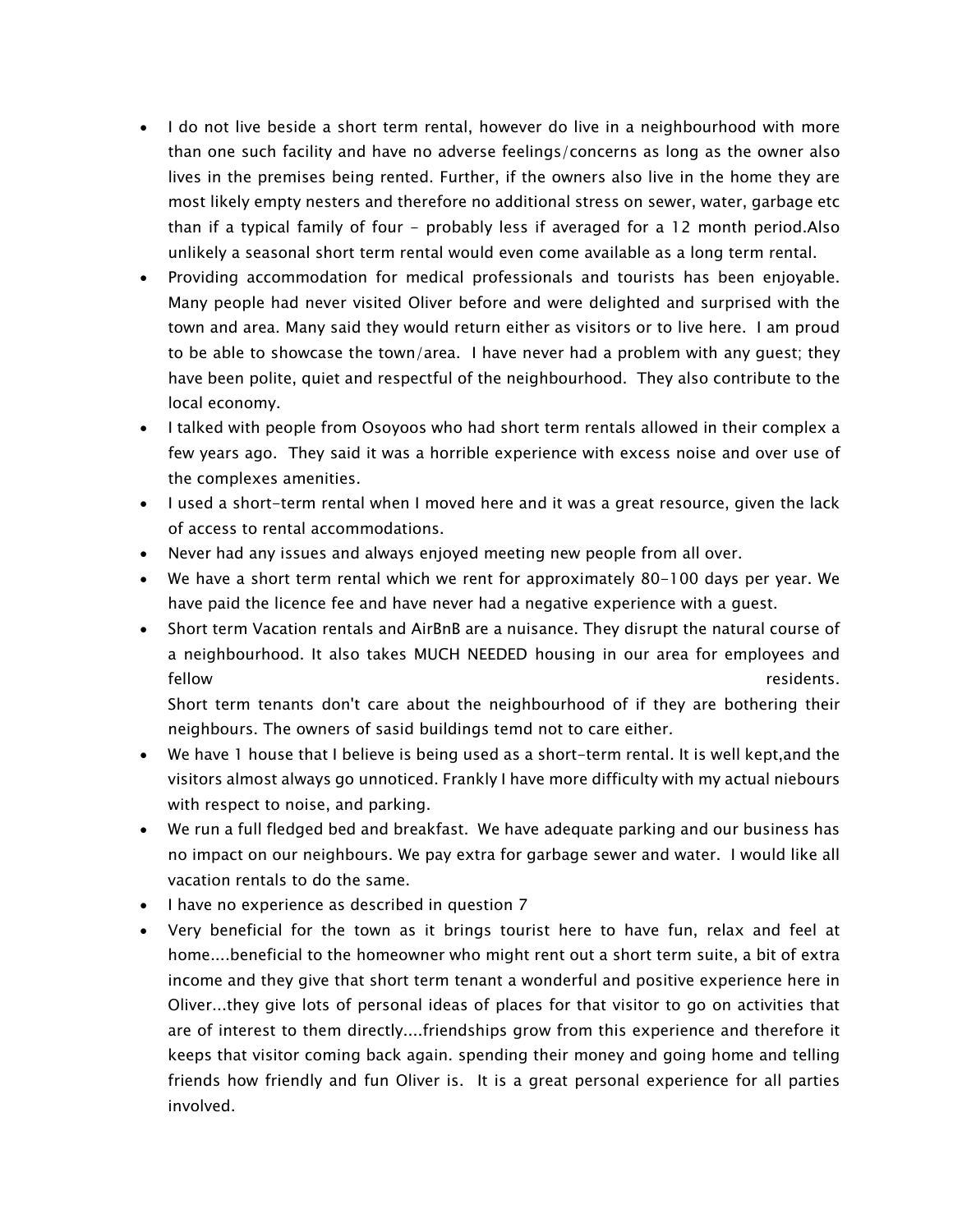- I do not live beside a short term rental, however do live in a neighbourhood with more than one such facility and have no adverse feelings/concerns as long as the owner also lives in the premises being rented. Further, if the owners also live in the home they are most likely empty nesters and therefore no additional stress on sewer, water, garbage etc than if a typical family of four - probably less if averaged for a 12 month period.Also unlikely a seasonal short term rental would even come available as a long term rental.
- Providing accommodation for medical professionals and tourists has been enjoyable. Many people had never visited Oliver before and were delighted and surprised with the town and area. Many said they would return either as visitors or to live here. I am proud to be able to showcase the town/area. I have never had a problem with any guest; they have been polite, quiet and respectful of the neighbourhood. They also contribute to the local economy.
- I talked with people from Osoyoos who had short term rentals allowed in their complex a few years ago. They said it was a horrible experience with excess noise and over use of the complexes amenities.
- I used a short-term rental when I moved here and it was a great resource, given the lack of access to rental accommodations.
- Never had any issues and always enjoyed meeting new people from all over.
- We have a short term rental which we rent for approximately 80-100 days per year. We have paid the licence fee and have never had a negative experience with a guest.
- Short term Vacation rentals and AirBnB are a nuisance. They disrupt the natural course of a neighbourhood. It also takes MUCH NEEDED housing in our area for employees and fellow residents.
  Short term tenants don't care about the neighbourhood of if they are bothering their neighbours. The owners of sasid buildings temd not to care either.
- We have 1 house that I believe is being used as a short-term rental. It is well kept,and the visitors almost always go unnoticed. Frankly I have more difficulty with my actual niebours with respect to noise, and parking.
- We run a full fledged bed and breakfast. We have adequate parking and our business has no impact on our neighbours. We pay extra for garbage sewer and water. I would like all vacation rentals to do the same.
- I have no experience as described in question 7
- Very beneficial for the town as it brings tourist here to have fun, relax and feel at home....beneficial to the homeowner who might rent out a short term suite, a bit of extra income and they give that short term tenant a wonderful and positive experience here in Oliver...they give lots of personal ideas of places for that visitor to go on activities that are of interest to them directly....friendships grow from this experience and therefore it keeps that visitor coming back again. spending their money and going home and telling friends how friendly and fun Oliver is. It is a great personal experience for all parties involved.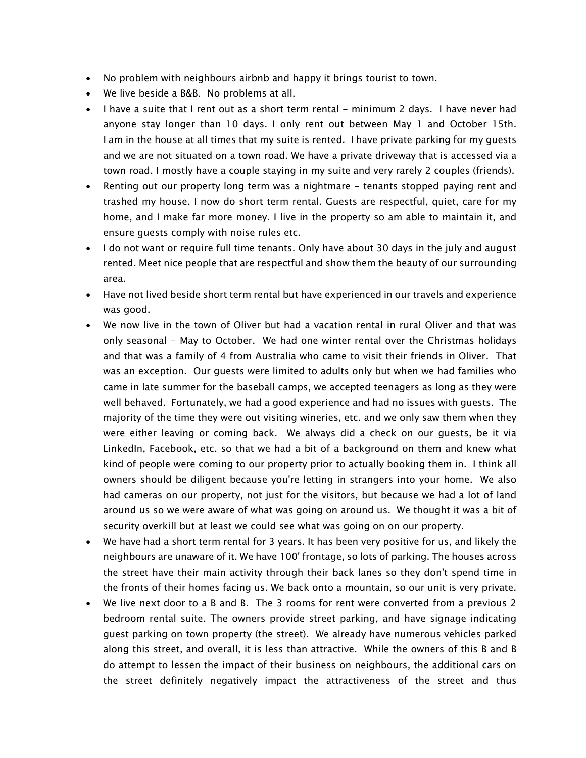- No problem with neighbours airbnb and happy it brings tourist to town.
- We live beside a B&B. No problems at all.
- I have a suite that I rent out as a short term rental - minimum 2 days. I have never had anyone stay longer than 10 days. I only rent out between May 1 and October 15th. I am in the house at all times that my suite is rented. I have private parking for my guests and we are not situated on a town road. We have a private driveway that is accessed via a town road. I mostly have a couple staying in my suite and very rarely 2 couples (friends).
- Renting out our property long term was a nightmare - tenants stopped paying rent and trashed my house. I now do short term rental. Guests are respectful, quiet, care for my home, and I make far more money. I live in the property so am able to maintain it, and ensure guests comply with noise rules etc.
- I do not want or require full time tenants. Only have about 30 days in the july and august rented. Meet nice people that are respectful and show them the beauty of our surrounding area.
- Have not lived beside short term rental but have experienced in our travels and experience was good.
- We now live in the town of Oliver but had a vacation rental in rural Oliver and that was only seasonal - May to October. We had one winter rental over the Christmas holidays and that was a family of 4 from Australia who came to visit their friends in Oliver. That was an exception. Our guests were limited to adults only but when we had families who came in late summer for the baseball camps, we accepted teenagers as long as they were well behaved. Fortunately, we had a good experience and had no issues with guests. The majority of the time they were out visiting wineries, etc. and we only saw them when they were either leaving or coming back. We always did a check on our guests, be it via LinkedIn, Facebook, etc. so that we had a bit of a background on them and knew what kind of people were coming to our property prior to actually booking them in. I think all owners should be diligent because you're letting in strangers into your home. We also had cameras on our property, not just for the visitors, but because we had a lot of land around us so we were aware of what was going on around us. We thought it was a bit of security overkill but at least we could see what was going on on our property.
- We have had a short term rental for 3 years. It has been very positive for us, and likely the neighbours are unaware of it. We have 100' frontage, so lots of parking. The houses across the street have their main activity through their back lanes so they don't spend time in the fronts of their homes facing us. We back onto a mountain, so our unit is very private.
- We live next door to a B and B. The 3 rooms for rent were converted from a previous 2 bedroom rental suite. The owners provide street parking, and have signage indicating guest parking on town property (the street). We already have numerous vehicles parked along this street, and overall, it is less than attractive. While the owners of this B and B do attempt to lessen the impact of their business on neighbours, the additional cars on the street definitely negatively impact the attractiveness of the street and thus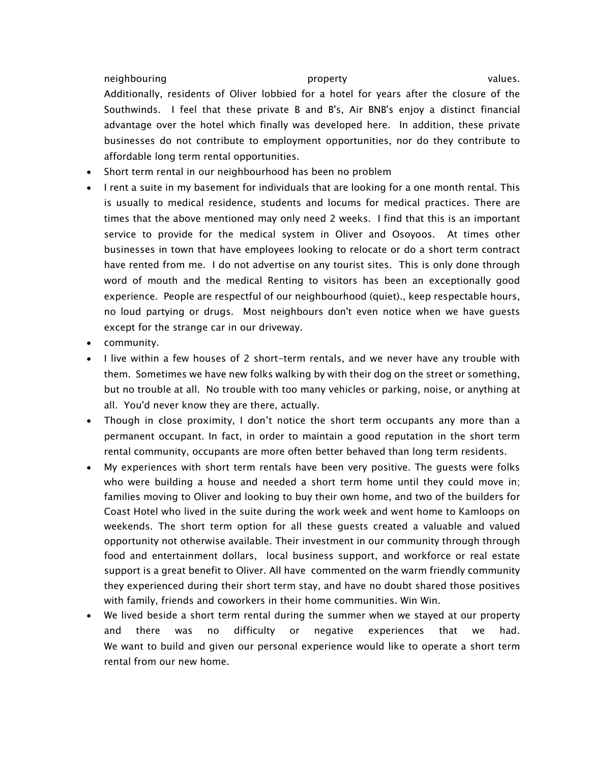neighbouring property values. Additionally, residents of Oliver lobbied for a hotel for years after the closure of the Southwinds. I feel that these private B and B's, Air BNB's enjoy a distinct financial advantage over the hotel which finally was developed here. In addition, these private businesses do not contribute to employment opportunities, nor do they contribute to affordable long term rental opportunities.

- Short term rental in our neighbourhood has been no problem
- I rent a suite in my basement for individuals that are looking for a one month rental. This is usually to medical residence, students and locums for medical practices. There are times that the above mentioned may only need 2 weeks. I find that this is an important service to provide for the medical system in Oliver and Osoyoos. At times other businesses in town that have employees looking to relocate or do a short term contract have rented from me. I do not advertise on any tourist sites. This is only done through word of mouth and the medical Renting to visitors has been an exceptionally good experience. People are respectful of our neighbourhood (quiet)., keep respectable hours, no loud partying or drugs. Most neighbours don't even notice when we have guests except for the strange car in our driveway.
- community.
- I live within a few houses of 2 short-term rentals, and we never have any trouble with them. Sometimes we have new folks walking by with their dog on the street or something, but no trouble at all. No trouble with too many vehicles or parking, noise, or anything at all. You'd never know they are there, actually.
- Though in close proximity, I don't notice the short term occupants any more than a permanent occupant. In fact, in order to maintain a good reputation in the short term rental community, occupants are more often better behaved than long term residents.
- My experiences with short term rentals have been very positive. The guests were folks who were building a house and needed a short term home until they could move in; families moving to Oliver and looking to buy their own home, and two of the builders for Coast Hotel who lived in the suite during the work week and went home to Kamloops on weekends. The short term option for all these guests created a valuable and valued opportunity not otherwise available. Their investment in our community through through food and entertainment dollars, local business support, and workforce or real estate support is a great benefit to Oliver. All have commented on the warm friendly community they experienced during their short term stay, and have no doubt shared those positives with family, friends and coworkers in their home communities. Win Win.
- We lived beside a short term rental during the summer when we stayed at our property and there was no difficulty or negative experiences that we had. We want to build and given our personal experience would like to operate a short term rental from our new home.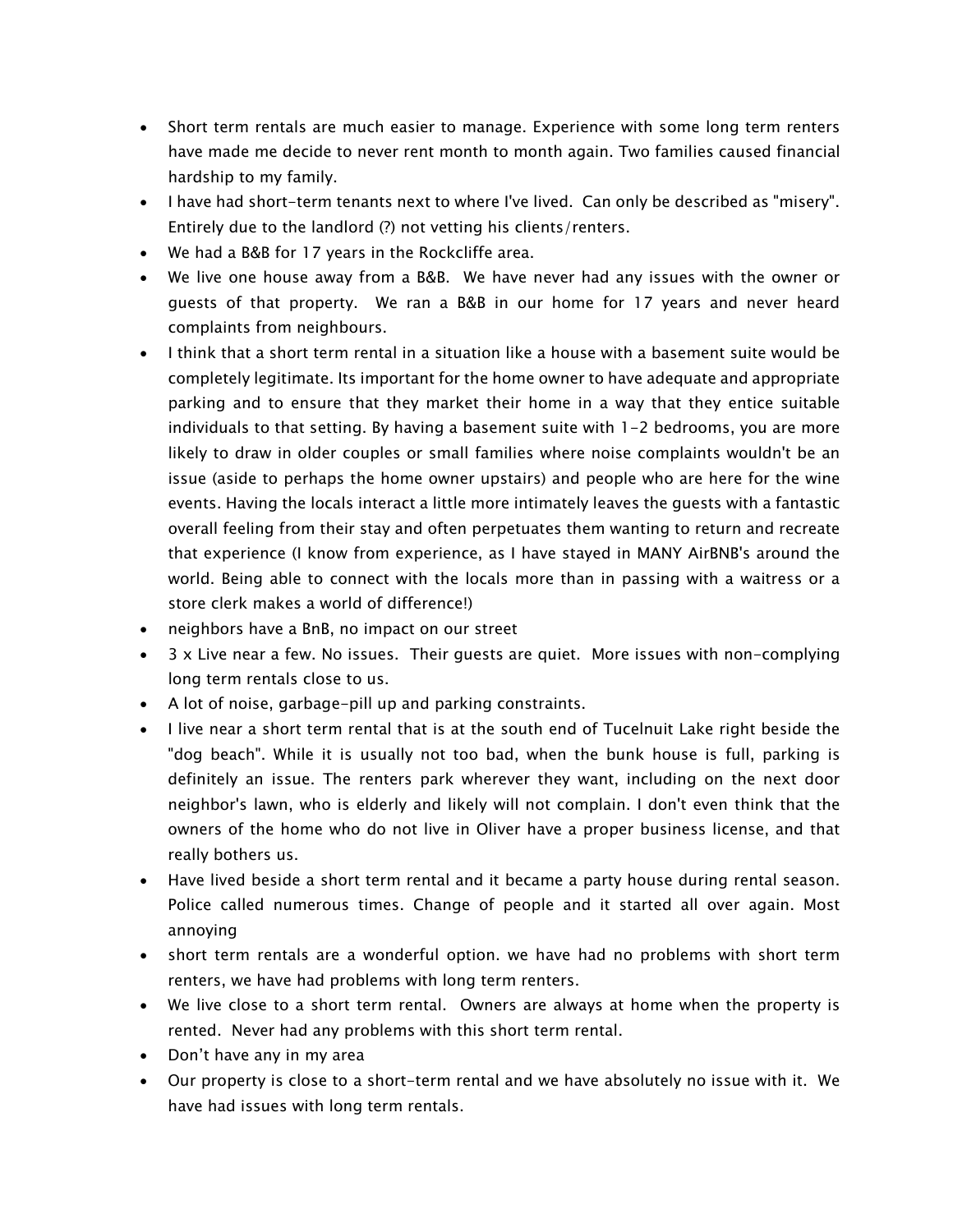- Short term rentals are much easier to manage. Experience with some long term renters have made me decide to never rent month to month again. Two families caused financial hardship to my family.
- I have had short-term tenants next to where I've lived. Can only be described as "misery". Entirely due to the landlord (?) not vetting his clients/renters.
- We had a B&B for 17 years in the Rockcliffe area.
- We live one house away from a B&B. We have never had any issues with the owner or guests of that property. We ran a B&B in our home for 17 years and never heard complaints from neighbours.
- I think that a short term rental in a situation like a house with a basement suite would be completely legitimate. Its important for the home owner to have adequate and appropriate parking and to ensure that they market their home in a way that they entice suitable individuals to that setting. By having a basement suite with 1-2 bedrooms, you are more likely to draw in older couples or small families where noise complaints wouldn't be an issue (aside to perhaps the home owner upstairs) and people who are here for the wine events. Having the locals interact a little more intimately leaves the guests with a fantastic overall feeling from their stay and often perpetuates them wanting to return and recreate that experience (I know from experience, as I have stayed in MANY AirBNB's around the world. Being able to connect with the locals more than in passing with a waitress or a store clerk makes a world of difference!)
- neighbors have a BnB, no impact on our street
- 3 x Live near a few. No issues. Their guests are quiet. More issues with non-complying long term rentals close to us.
- A lot of noise, garbage-pill up and parking constraints.
- I live near a short term rental that is at the south end of Tucelnuit Lake right beside the "dog beach". While it is usually not too bad, when the bunk house is full, parking is definitely an issue. The renters park wherever they want, including on the next door neighbor's lawn, who is elderly and likely will not complain. I don't even think that the owners of the home who do not live in Oliver have a proper business license, and that really bothers us.
- Have lived beside a short term rental and it became a party house during rental season. Police called numerous times. Change of people and it started all over again. Most annoying
- short term rentals are a wonderful option. we have had no problems with short term renters, we have had problems with long term renters.
- We live close to a short term rental. Owners are always at home when the property is rented. Never had any problems with this short term rental.
- Don't have any in my area
- Our property is close to a short-term rental and we have absolutely no issue with it. We have had issues with long term rentals.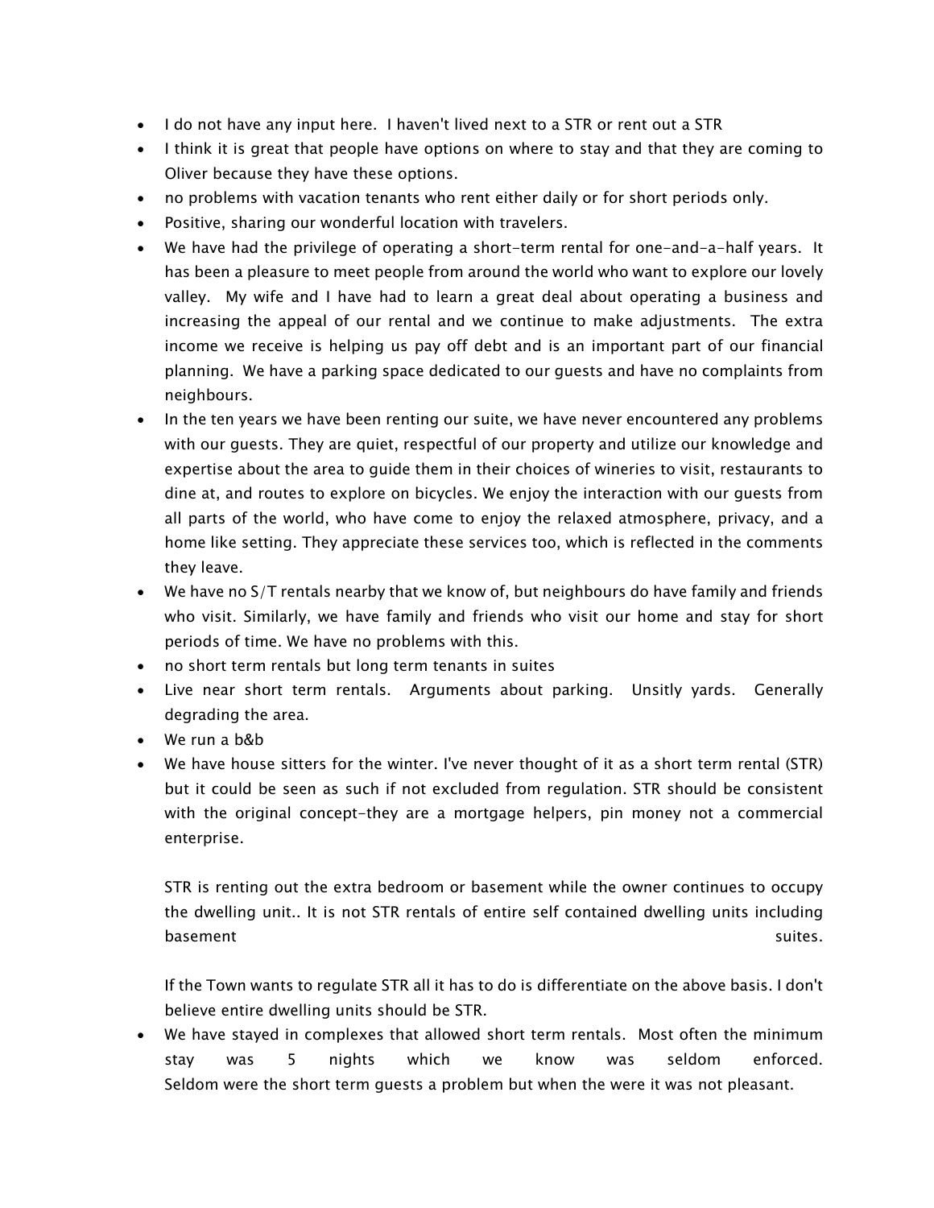- I do not have any input here. I haven't lived next to a STR or rent out a STR
- I think it is great that people have options on where to stay and that they are coming to Oliver because they have these options.
- no problems with vacation tenants who rent either daily or for short periods only.
- Positive, sharing our wonderful location with travelers.
- We have had the privilege of operating a short-term rental for one-and-a-half years. It has been a pleasure to meet people from around the world who want to explore our lovely valley. My wife and I have had to learn a great deal about operating a business and increasing the appeal of our rental and we continue to make adjustments. The extra income we receive is helping us pay off debt and is an important part of our financial planning. We have a parking space dedicated to our guests and have no complaints from neighbours.
- In the ten years we have been renting our suite, we have never encountered any problems with our guests. They are quiet, respectful of our property and utilize our knowledge and expertise about the area to guide them in their choices of wineries to visit, restaurants to dine at, and routes to explore on bicycles. We enjoy the interaction with our guests from all parts of the world, who have come to enjoy the relaxed atmosphere, privacy, and a home like setting. They appreciate these services too, which is reflected in the comments they leave.
- We have no S/T rentals nearby that we know of, but neighbours do have family and friends who visit. Similarly, we have family and friends who visit our home and stay for short periods of time. We have no problems with this.
- no short term rentals but long term tenants in suites
- Live near short term rentals. Arguments about parking. Unsitly yards. Generally degrading the area.
- We run a b&b
- We have house sitters for the winter. I've never thought of it as a short term rental (STR) but it could be seen as such if not excluded from regulation. STR should be consistent with the original concept-they are a mortgage helpers, pin money not a commercial enterprise.

  STR is renting out the extra bedroom or basement while the owner continues to occupy the dwelling unit.. It is not STR rentals of entire self contained dwelling units including basement suites.

  If the Town wants to regulate STR all it has to do is differentiate on the above basis. I don't believe entire dwelling units should be STR.
- We have stayed in complexes that allowed short term rentals. Most often the minimum stay was 5 nights which we know was seldom enforced. Seldom were the short term guests a problem but when the were it was not pleasant.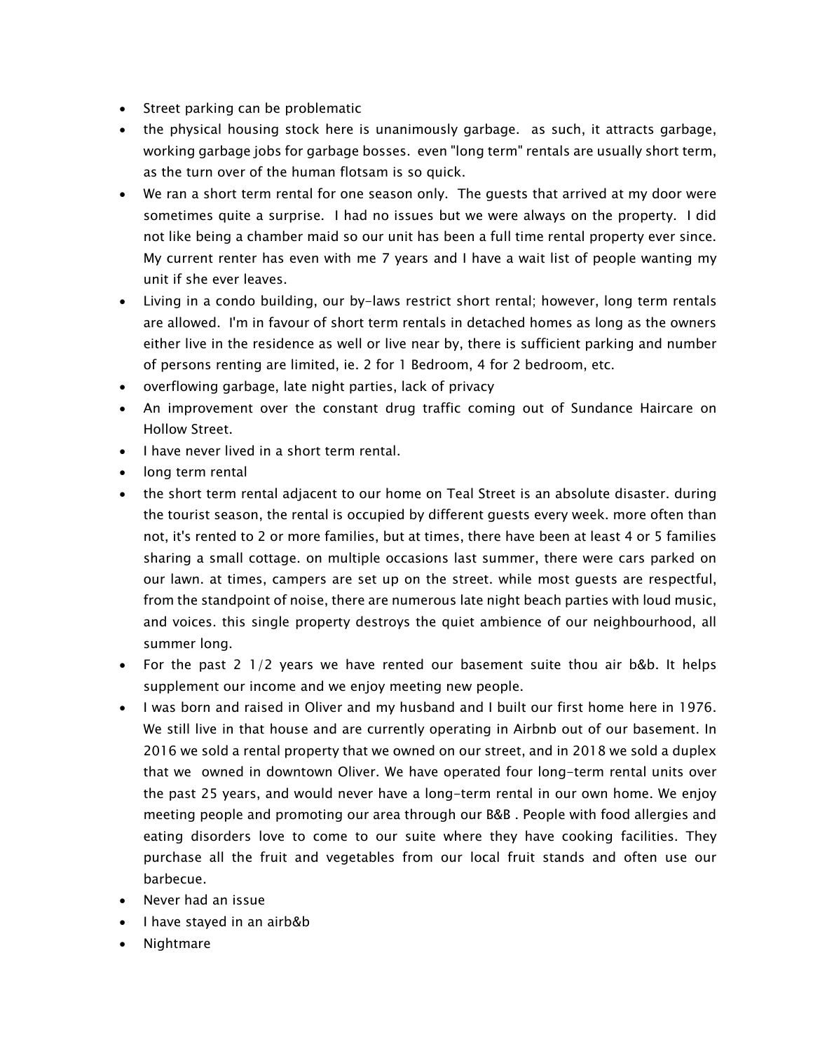- Street parking can be problematic
- the physical housing stock here is unanimously garbage.  as such, it attracts garbage, working garbage jobs for garbage bosses.  even "long term" rentals are usually short term, as the turn over of the human flotsam is so quick.
- We ran a short term rental for one season only.  The guests that arrived at my door were sometimes quite a surprise.  I had no issues but we were always on the property.  I did not like being a chamber maid so our unit has been a full time rental property ever since.  My current renter has even with me 7 years and I have a wait list of people wanting my unit if she ever leaves.
- Living in a condo building, our by-laws restrict short rental; however, long term rentals are allowed.  I'm in favour of short term rentals in detached homes as long as the owners either live in the residence as well or live near by, there is sufficient parking and number of persons renting are limited, ie. 2 for 1 Bedroom, 4 for 2 bedroom, etc.
- overflowing garbage, late night parties, lack of privacy
- An improvement over the constant drug traffic coming out of Sundance Haircare on Hollow Street.
- I have never lived in a short term rental.
- long term rental
- the short term rental adjacent to our home on Teal Street is an absolute disaster. during the tourist season, the rental is occupied by different guests every week. more often than not, it's rented to 2 or more families, but at times, there have been at least 4 or 5 families sharing a small cottage. on multiple occasions last summer, there were cars parked on our lawn. at times, campers are set up on the street. while most guests are respectful, from the standpoint of noise, there are numerous late night beach parties with loud music, and voices. this single property destroys the quiet ambience of our neighbourhood, all summer long.
- For the past 2 1/2 years we have rented our basement suite thou air b&b. It helps supplement our income and we enjoy meeting new people.
- I was born and raised in Oliver and my husband and I built our first home here in 1976. We still live in that house and are currently operating in Airbnb out of our basement. In 2016 we sold a rental property that we owned on our street, and in 2018 we sold a duplex that we  owned in downtown Oliver. We have operated four long-term rental units over the past 25 years, and would never have a long-term rental in our own home. We enjoy meeting people and promoting our area through our B&B . People with food allergies and eating disorders love to come to our suite where they have cooking facilities. They purchase all the fruit and vegetables from our local fruit stands and often use our barbecue.
- Never had an issue
- I have stayed in an airb&b
- Nightmare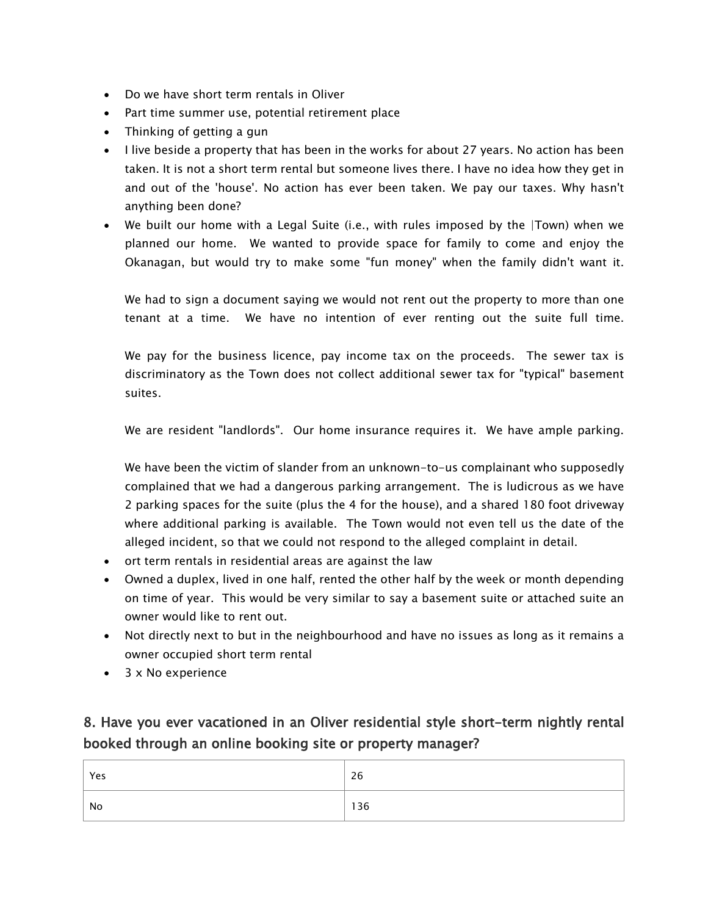- Do we have short term rentals in Oliver
- Part time summer use, potential retirement place
- Thinking of getting a gun
- I live beside a property that has been in the works for about 27 years. No action has been taken. It is not a short term rental but someone lives there. I have no idea how they get in and out of the 'house'. No action has ever been taken. We pay our taxes. Why hasn't anything been done?
- We built our home with a Legal Suite (i.e., with rules imposed by the |Town) when we planned our home. We wanted to provide space for family to come and enjoy the Okanagan, but would try to make some "fun money" when the family didn't want it.

  We had to sign a document saying we would not rent out the property to more than one tenant at a time. We have no intention of ever renting out the suite full time.

  We pay for the business licence, pay income tax on the proceeds. The sewer tax is discriminatory as the Town does not collect additional sewer tax for "typical" basement suites.

  We are resident "landlords". Our home insurance requires it. We have ample parking.

  We have been the victim of slander from an unknown-to-us complainant who supposedly complained that we had a dangerous parking arrangement. The is ludicrous as we have 2 parking spaces for the suite (plus the 4 for the house), and a shared 180 foot driveway where additional parking is available. The Town would not even tell us the date of the alleged incident, so that we could not respond to the alleged complaint in detail.
- ort term rentals in residential areas are against the law
- Owned a duplex, lived in one half, rented the other half by the week or month depending on time of year. This would be very similar to say a basement suite or attached suite an owner would like to rent out.
- Not directly next to but in the neighbourhood and have no issues as long as it remains a owner occupied short term rental
- 3 x No experience

## 8. Have you ever vacationed in an Oliver residential style short-term nightly rental booked through an online booking site or property manager?

| | |
|---|---|
| Yes | 26 |
| No | 136 |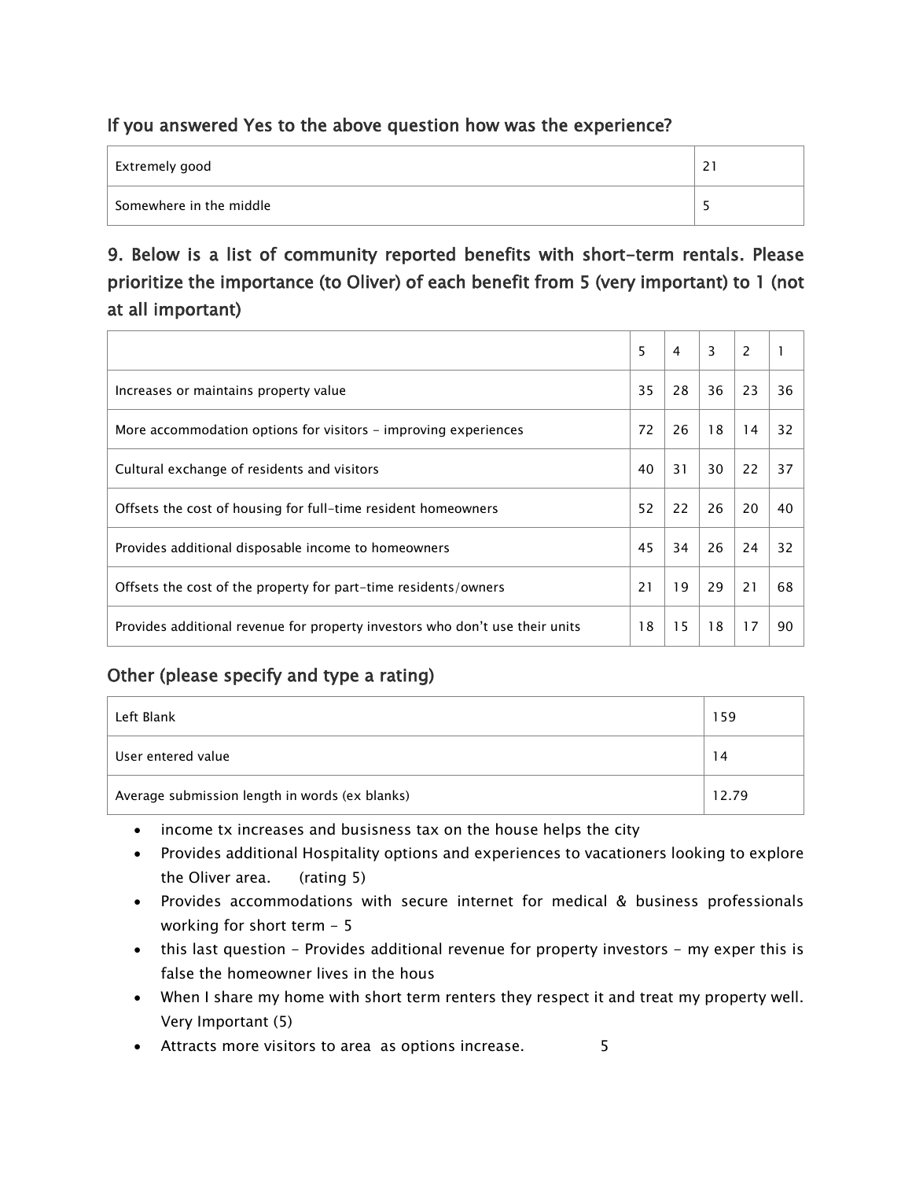### If you answered Yes to the above question how was the experience?

| | |
|---|---|
| Extremely good | 21 |
| Somewhere in the middle | 5 |

### 9. Below is a list of community reported benefits with short-term rentals. Please prioritize the importance (to Oliver) of each benefit from 5 (very important) to 1 (not at all important)

| | 5 | 4 | 3 | 2 | 1 |
|---|---|---|---|---|---|
| Increases or maintains property value | 35 | 28 | 36 | 23 | 36 |
| More accommodation options for visitors – improving experiences | 72 | 26 | 18 | 14 | 32 |
| Cultural exchange of residents and visitors | 40 | 31 | 30 | 22 | 37 |
| Offsets the cost of housing for full-time resident homeowners | 52 | 22 | 26 | 20 | 40 |
| Provides additional disposable income to homeowners | 45 | 34 | 26 | 24 | 32 |
| Offsets the cost of the property for part-time residents/owners | 21 | 19 | 29 | 21 | 68 |
| Provides additional revenue for property investors who don't use their units | 18 | 15 | 18 | 17 | 90 |

### Other (please specify and type a rating)

| | |
|---|---|
| Left Blank | 159 |
| User entered value | 14 |
| Average submission length in words (ex blanks) | 12.79 |

- income tx increases and busisness tax on the house helps the city
- Provides additional Hospitality options and experiences to vacationers looking to explore the Oliver area. (rating 5)
- Provides accommodations with secure internet for medical & business professionals working for short term - 5
- this last question - Provides additional revenue for property investors - my exper this is false the homeowner lives in the hous
- When I share my home with short term renters they respect it and treat my property well. Very Important (5)
- Attracts more visitors to area as options increase. 5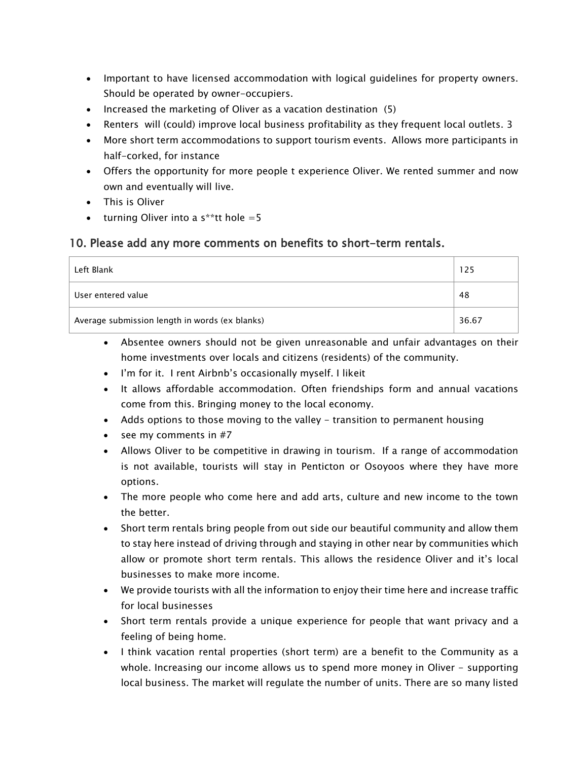- Important to have licensed accommodation with logical guidelines for property owners. Should be operated by owner-occupiers.
- Increased the marketing of Oliver as a vacation destination (5)
- Renters will (could) improve local business profitability as they frequent local outlets. 3
- More short term accommodations to support tourism events. Allows more participants in half-corked, for instance
- Offers the opportunity for more people t experience Oliver. We rented summer and now own and eventually will live.
- This is Oliver
- turning Oliver into a s**tt hole =5

## 10. Please add any more comments on benefits to short-term rentals.

| | |
|---|---|
| Left Blank | 125 |
| User entered value | 48 |
| Average submission length in words (ex blanks) | 36.67 |

- Absentee owners should not be given unreasonable and unfair advantages on their home investments over locals and citizens (residents) of the community.
- I'm for it. I rent Airbnb's occasionally myself. I likeit
- It allows affordable accommodation. Often friendships form and annual vacations come from this. Bringing money to the local economy.
- Adds options to those moving to the valley - transition to permanent housing
- see my comments in #7
- Allows Oliver to be competitive in drawing in tourism. If a range of accommodation is not available, tourists will stay in Penticton or Osoyoos where they have more options.
- The more people who come here and add arts, culture and new income to the town the better.
- Short term rentals bring people from out side our beautiful community and allow them to stay here instead of driving through and staying in other near by communities which allow or promote short term rentals. This allows the residence Oliver and it's local businesses to make more income.
- We provide tourists with all the information to enjoy their time here and increase traffic for local businesses
- Short term rentals provide a unique experience for people that want privacy and a feeling of being home.
- I think vacation rental properties (short term) are a benefit to the Community as a whole. Increasing our income allows us to spend more money in Oliver - supporting local business. The market will regulate the number of units. There are so many listed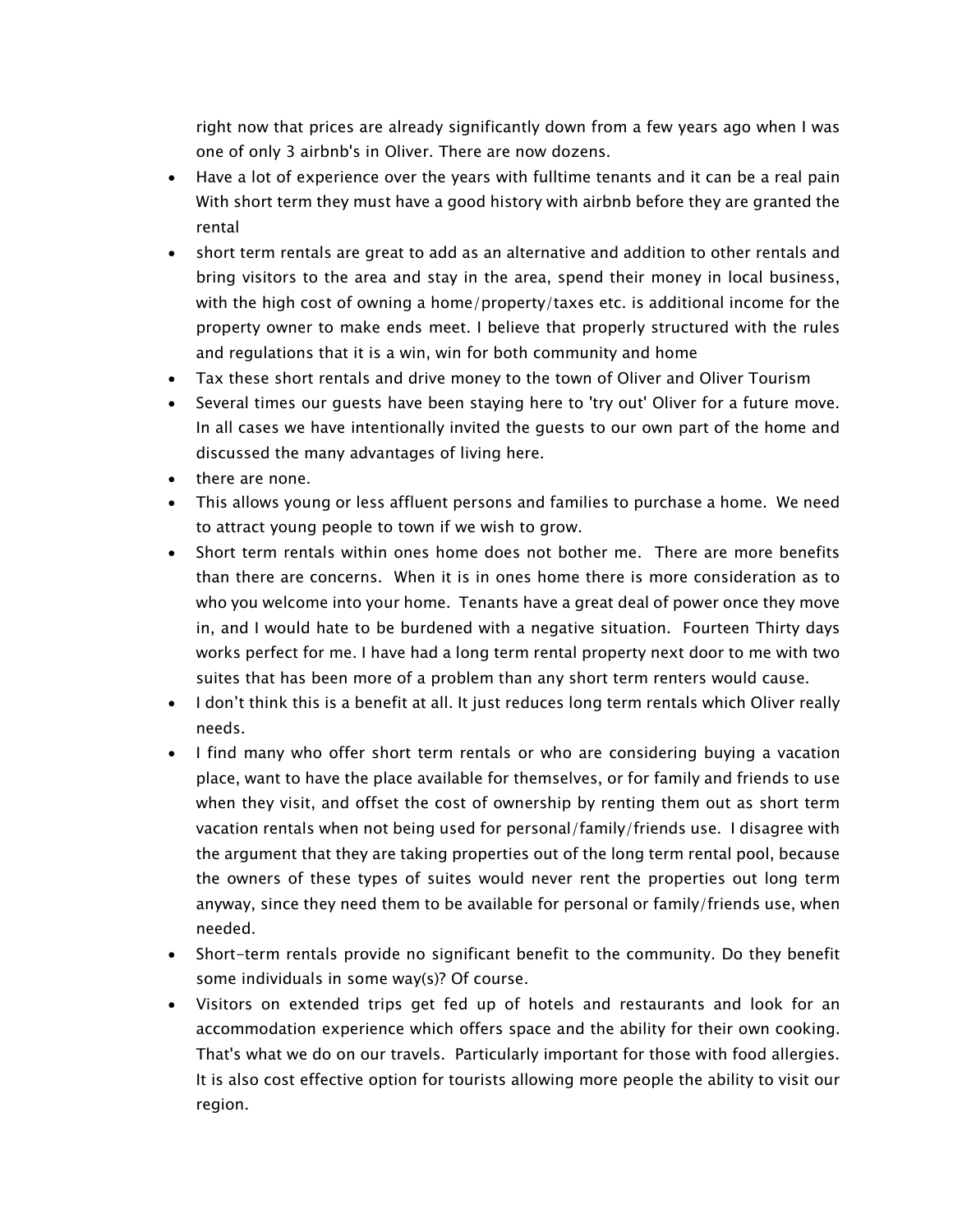right now that prices are already significantly down from a few years ago when I was one of only 3 airbnb's in Oliver. There are now dozens.

- Have a lot of experience over the years with fulltime tenants and it can be a real pain With short term they must have a good history with airbnb before they are granted the rental
- short term rentals are great to add as an alternative and addition to other rentals and bring visitors to the area and stay in the area, spend their money in local business, with the high cost of owning a home/property/taxes etc. is additional income for the property owner to make ends meet. I believe that properly structured with the rules and regulations that it is a win, win for both community and home
- Tax these short rentals and drive money to the town of Oliver and Oliver Tourism
- Several times our guests have been staying here to 'try out' Oliver for a future move. In all cases we have intentionally invited the guests to our own part of the home and discussed the many advantages of living here.
- there are none.
- This allows young or less affluent persons and families to purchase a home. We need to attract young people to town if we wish to grow.
- Short term rentals within ones home does not bother me. There are more benefits than there are concerns. When it is in ones home there is more consideration as to who you welcome into your home. Tenants have a great deal of power once they move in, and I would hate to be burdened with a negative situation. Fourteen Thirty days works perfect for me. I have had a long term rental property next door to me with two suites that has been more of a problem than any short term renters would cause.
- I don't think this is a benefit at all. It just reduces long term rentals which Oliver really needs.
- I find many who offer short term rentals or who are considering buying a vacation place, want to have the place available for themselves, or for family and friends to use when they visit, and offset the cost of ownership by renting them out as short term vacation rentals when not being used for personal/family/friends use. I disagree with the argument that they are taking properties out of the long term rental pool, because the owners of these types of suites would never rent the properties out long term anyway, since they need them to be available for personal or family/friends use, when needed.
- Short-term rentals provide no significant benefit to the community. Do they benefit some individuals in some way(s)? Of course.
- Visitors on extended trips get fed up of hotels and restaurants and look for an accommodation experience which offers space and the ability for their own cooking. That's what we do on our travels. Particularly important for those with food allergies. It is also cost effective option for tourists allowing more people the ability to visit our region.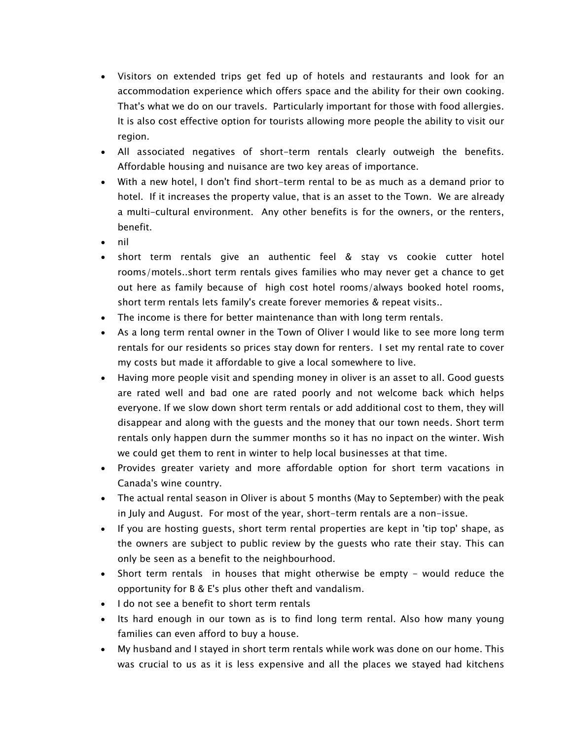- Visitors on extended trips get fed up of hotels and restaurants and look for an accommodation experience which offers space and the ability for their own cooking. That's what we do on our travels. Particularly important for those with food allergies. It is also cost effective option for tourists allowing more people the ability to visit our region.
- All associated negatives of short-term rentals clearly outweigh the benefits. Affordable housing and nuisance are two key areas of importance.
- With a new hotel, I don't find short-term rental to be as much as a demand prior to hotel. If it increases the property value, that is an asset to the Town. We are already a multi-cultural environment. Any other benefits is for the owners, or the renters, benefit.
- nil
- short term rentals give an authentic feel & stay vs cookie cutter hotel rooms/motels..short term rentals gives families who may never get a chance to get out here as family because of high cost hotel rooms/always booked hotel rooms, short term rentals lets family's create forever memories & repeat visits..
- The income is there for better maintenance than with long term rentals.
- As a long term rental owner in the Town of Oliver I would like to see more long term rentals for our residents so prices stay down for renters. I set my rental rate to cover my costs but made it affordable to give a local somewhere to live.
- Having more people visit and spending money in oliver is an asset to all. Good guests are rated well and bad one are rated poorly and not welcome back which helps everyone. If we slow down short term rentals or add additional cost to them, they will disappear and along with the guests and the money that our town needs. Short term rentals only happen durn the summer months so it has no inpact on the winter. Wish we could get them to rent in winter to help local businesses at that time.
- Provides greater variety and more affordable option for short term vacations in Canada's wine country.
- The actual rental season in Oliver is about 5 months (May to September) with the peak in July and August. For most of the year, short-term rentals are a non-issue.
- If you are hosting guests, short term rental properties are kept in 'tip top' shape, as the owners are subject to public review by the guests who rate their stay. This can only be seen as a benefit to the neighbourhood.
- Short term rentals in houses that might otherwise be empty - would reduce the opportunity for B & E's plus other theft and vandalism.
- I do not see a benefit to short term rentals
- Its hard enough in our town as is to find long term rental. Also how many young families can even afford to buy a house.
- My husband and I stayed in short term rentals while work was done on our home. This was crucial to us as it is less expensive and all the places we stayed had kitchens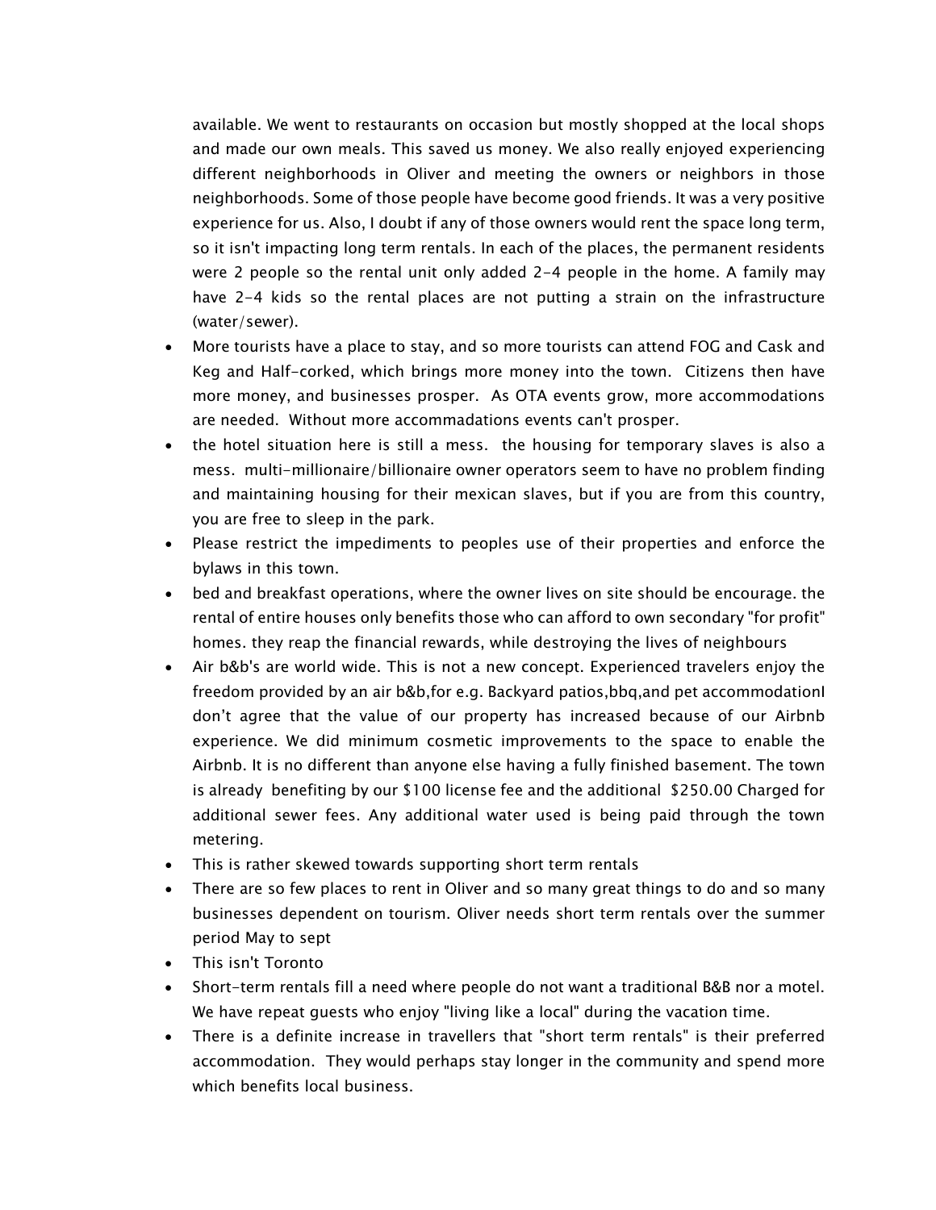available. We went to restaurants on occasion but mostly shopped at the local shops and made our own meals. This saved us money. We also really enjoyed experiencing different neighborhoods in Oliver and meeting the owners or neighbors in those neighborhoods. Some of those people have become good friends. It was a very positive experience for us. Also, I doubt if any of those owners would rent the space long term, so it isn't impacting long term rentals. In each of the places, the permanent residents were 2 people so the rental unit only added 2-4 people in the home. A family may have 2-4 kids so the rental places are not putting a strain on the infrastructure (water/sewer).

- More tourists have a place to stay, and so more tourists can attend FOG and Cask and Keg and Half-corked, which brings more money into the town. Citizens then have more money, and businesses prosper. As OTA events grow, more accommodations are needed. Without more accommadations events can't prosper.
- the hotel situation here is still a mess. the housing for temporary slaves is also a mess. multi-millionaire/billionaire owner operators seem to have no problem finding and maintaining housing for their mexican slaves, but if you are from this country, you are free to sleep in the park.
- Please restrict the impediments to peoples use of their properties and enforce the bylaws in this town.
- bed and breakfast operations, where the owner lives on site should be encourage. the rental of entire houses only benefits those who can afford to own secondary "for profit" homes. they reap the financial rewards, while destroying the lives of neighbours
- Air b&b's are world wide. This is not a new concept. Experienced travelers enjoy the freedom provided by an air b&b,for e.g. Backyard patios,bbq,and pet accommodationI don't agree that the value of our property has increased because of our Airbnb experience. We did minimum cosmetic improvements to the space to enable the Airbnb. It is no different than anyone else having a fully finished basement. The town is already benefiting by our $100 license fee and the additional $250.00 Charged for additional sewer fees. Any additional water used is being paid through the town metering.
- This is rather skewed towards supporting short term rentals
- There are so few places to rent in Oliver and so many great things to do and so many businesses dependent on tourism. Oliver needs short term rentals over the summer period May to sept
- This isn't Toronto
- Short-term rentals fill a need where people do not want a traditional B&B nor a motel. We have repeat guests who enjoy "living like a local" during the vacation time.
- There is a definite increase in travellers that "short term rentals" is their preferred accommodation. They would perhaps stay longer in the community and spend more which benefits local business.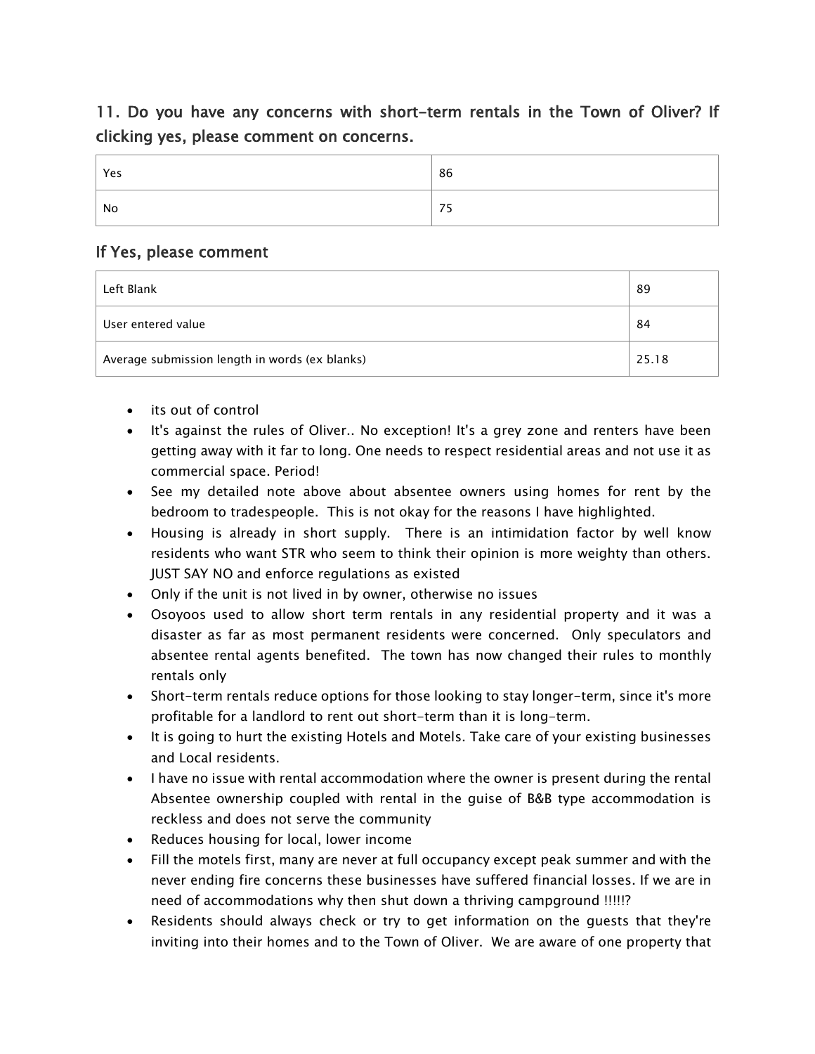## 11. Do you have any concerns with short-term rentals in the Town of Oliver? If clicking yes, please comment on concerns.

| Yes | 86 |
|---|---|
| No | 75 |

### If Yes, please comment

| Left Blank | 89 |
|---|---|
| User entered value | 84 |
| Average submission length in words (ex blanks) | 25.18 |

- its out of control
- It's against the rules of Oliver.. No exception! It's a grey zone and renters have been getting away with it far to long. One needs to respect residential areas and not use it as commercial space. Period!
- See my detailed note above about absentee owners using homes for rent by the bedroom to tradespeople. This is not okay for the reasons I have highlighted.
- Housing is already in short supply. There is an intimidation factor by well know residents who want STR who seem to think their opinion is more weighty than others. JUST SAY NO and enforce regulations as existed
- Only if the unit is not lived in by owner, otherwise no issues
- Osoyoos used to allow short term rentals in any residential property and it was a disaster as far as most permanent residents were concerned. Only speculators and absentee rental agents benefited. The town has now changed their rules to monthly rentals only
- Short-term rentals reduce options for those looking to stay longer-term, since it's more profitable for a landlord to rent out short-term than it is long-term.
- It is going to hurt the existing Hotels and Motels. Take care of your existing businesses and Local residents.
- I have no issue with rental accommodation where the owner is present during the rental Absentee ownership coupled with rental in the guise of B&B type accommodation is reckless and does not serve the community
- Reduces housing for local, lower income
- Fill the motels first, many are never at full occupancy except peak summer and with the never ending fire concerns these businesses have suffered financial losses. If we are in need of accommodations why then shut down a thriving campground !!!!!?
- Residents should always check or try to get information on the guests that they're inviting into their homes and to the Town of Oliver. We are aware of one property that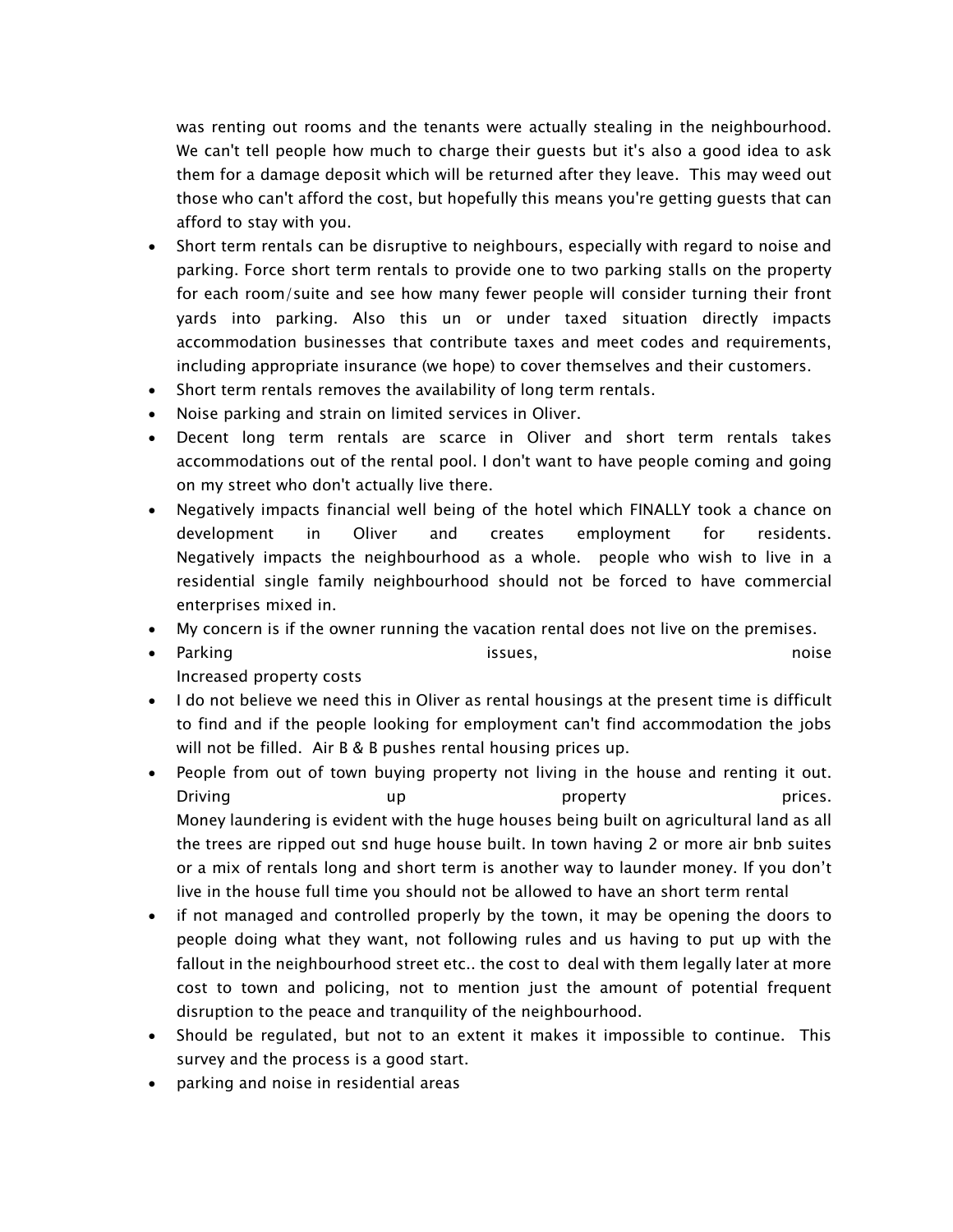was renting out rooms and the tenants were actually stealing in the neighbourhood. We can't tell people how much to charge their guests but it's also a good idea to ask them for a damage deposit which will be returned after they leave. This may weed out those who can't afford the cost, but hopefully this means you're getting guests that can afford to stay with you.

- Short term rentals can be disruptive to neighbours, especially with regard to noise and parking. Force short term rentals to provide one to two parking stalls on the property for each room/suite and see how many fewer people will consider turning their front yards into parking. Also this un or under taxed situation directly impacts accommodation businesses that contribute taxes and meet codes and requirements, including appropriate insurance (we hope) to cover themselves and their customers.
- Short term rentals removes the availability of long term rentals.
- Noise parking and strain on limited services in Oliver.
- Decent long term rentals are scarce in Oliver and short term rentals takes accommodations out of the rental pool. I don't want to have people coming and going on my street who don't actually live there.
- Negatively impacts financial well being of the hotel which FINALLY took a chance on development in Oliver and creates employment for residents. Negatively impacts the neighbourhood as a whole. people who wish to live in a residential single family neighbourhood should not be forced to have commercial enterprises mixed in.
- My concern is if the owner running the vacation rental does not live on the premises.
- Parking issues, noise
  Increased property costs
- I do not believe we need this in Oliver as rental housings at the present time is difficult to find and if the people looking for employment can't find accommodation the jobs will not be filled. Air B & B pushes rental housing prices up.
- People from out of town buying property not living in the house and renting it out. Driving up property prices.
  Money laundering is evident with the huge houses being built on agricultural land as all the trees are ripped out snd huge house built. In town having 2 or more air bnb suites or a mix of rentals long and short term is another way to launder money. If you don’t live in the house full time you should not be allowed to have an short term rental
- if not managed and controlled properly by the town, it may be opening the doors to people doing what they want, not following rules and us having to put up with the fallout in the neighbourhood street etc.. the cost to deal with them legally later at more cost to town and policing, not to mention just the amount of potential frequent disruption to the peace and tranquility of the neighbourhood.
- Should be regulated, but not to an extent it makes it impossible to continue. This survey and the process is a good start.
- parking and noise in residential areas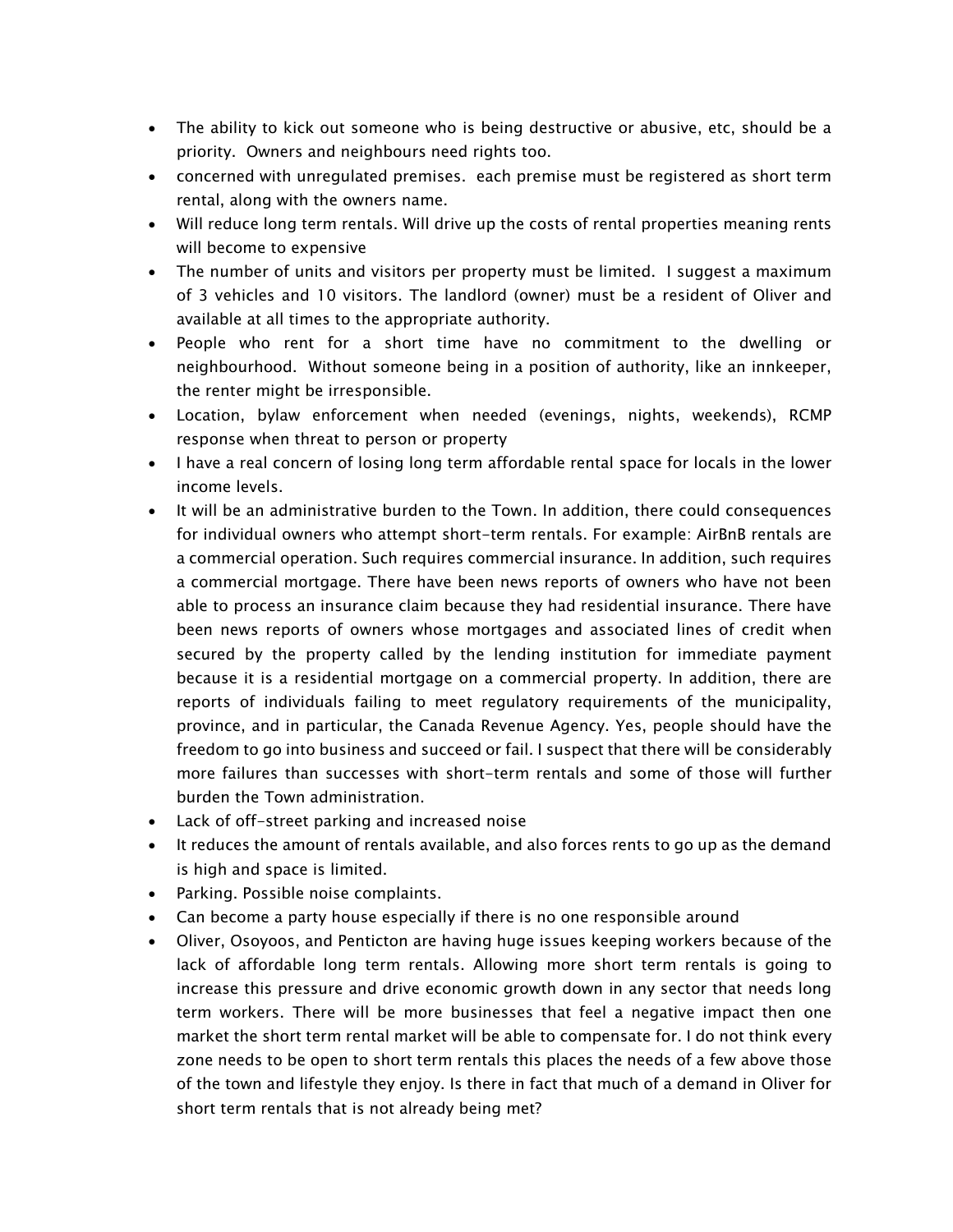- The ability to kick out someone who is being destructive or abusive, etc, should be a priority. Owners and neighbours need rights too.
- concerned with unregulated premises. each premise must be registered as short term rental, along with the owners name.
- Will reduce long term rentals. Will drive up the costs of rental properties meaning rents will become to expensive
- The number of units and visitors per property must be limited. I suggest a maximum of 3 vehicles and 10 visitors. The landlord (owner) must be a resident of Oliver and available at all times to the appropriate authority.
- People who rent for a short time have no commitment to the dwelling or neighbourhood. Without someone being in a position of authority, like an innkeeper, the renter might be irresponsible.
- Location, bylaw enforcement when needed (evenings, nights, weekends), RCMP response when threat to person or property
- I have a real concern of losing long term affordable rental space for locals in the lower income levels.
- It will be an administrative burden to the Town. In addition, there could consequences for individual owners who attempt short-term rentals. For example: AirBnB rentals are a commercial operation. Such requires commercial insurance. In addition, such requires a commercial mortgage. There have been news reports of owners who have not been able to process an insurance claim because they had residential insurance. There have been news reports of owners whose mortgages and associated lines of credit when secured by the property called by the lending institution for immediate payment because it is a residential mortgage on a commercial property. In addition, there are reports of individuals failing to meet regulatory requirements of the municipality, province, and in particular, the Canada Revenue Agency. Yes, people should have the freedom to go into business and succeed or fail. I suspect that there will be considerably more failures than successes with short-term rentals and some of those will further burden the Town administration.
- Lack of off-street parking and increased noise
- It reduces the amount of rentals available, and also forces rents to go up as the demand is high and space is limited.
- Parking. Possible noise complaints.
- Can become a party house especially if there is no one responsible around
- Oliver, Osoyoos, and Penticton are having huge issues keeping workers because of the lack of affordable long term rentals. Allowing more short term rentals is going to increase this pressure and drive economic growth down in any sector that needs long term workers. There will be more businesses that feel a negative impact then one market the short term rental market will be able to compensate for. I do not think every zone needs to be open to short term rentals this places the needs of a few above those of the town and lifestyle they enjoy. Is there in fact that much of a demand in Oliver for short term rentals that is not already being met?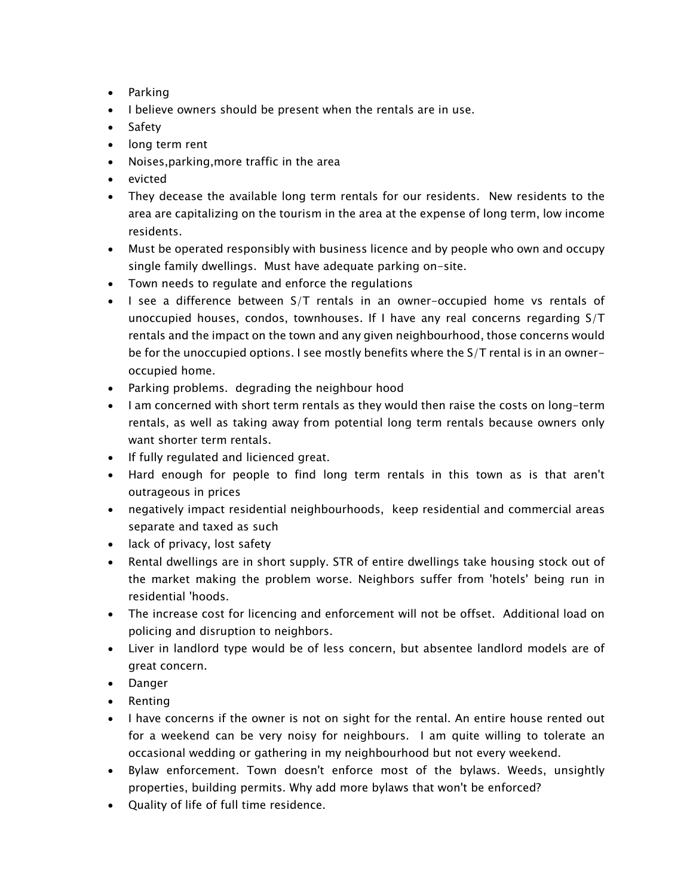- Parking
- I believe owners should be present when the rentals are in use.
- Safety
- long term rent
- Noises,parking,more traffic in the area
- evicted
- They decease the available long term rentals for our residents.  New residents to the area are capitalizing on the tourism in the area at the expense of long term, low income residents.
- Must be operated responsibly with business licence and by people who own and occupy single family dwellings.  Must have adequate parking on-site.
- Town needs to regulate and enforce the regulations
- I see a difference between S/T rentals in an owner-occupied home vs rentals of unoccupied houses, condos, townhouses. If I have any real concerns regarding S/T rentals and the impact on the town and any given neighbourhood, those concerns would be for the unoccupied options. I see mostly benefits where the S/T rental is in an owner-occupied home.
- Parking problems.  degrading the neighbour hood
- I am concerned with short term rentals as they would then raise the costs on long-term rentals, as well as taking away from potential long term rentals because owners only want shorter term rentals.
- If fully regulated and licienced great.
- Hard enough for people to find long term rentals in this town as is that aren't outrageous in prices
- negatively impact residential neighbourhoods,  keep residential and commercial areas separate and taxed as such
- lack of privacy, lost safety
- Rental dwellings are in short supply. STR of entire dwellings take housing stock out of the market making the problem worse. Neighbors suffer from 'hotels' being run in residential 'hoods.
- The increase cost for licencing and enforcement will not be offset.  Additional load on policing and disruption to neighbors.
- Liver in landlord type would be of less concern, but absentee landlord models are of great concern.
- Danger
- Renting
- I have concerns if the owner is not on sight for the rental. An entire house rented out for a weekend can be very noisy for neighbours.  I am quite willing to tolerate an occasional wedding or gathering in my neighbourhood but not every weekend.
- Bylaw enforcement. Town doesn't enforce most of the bylaws. Weeds, unsightly properties, building permits. Why add more bylaws that won't be enforced?
- Quality of life of full time residence.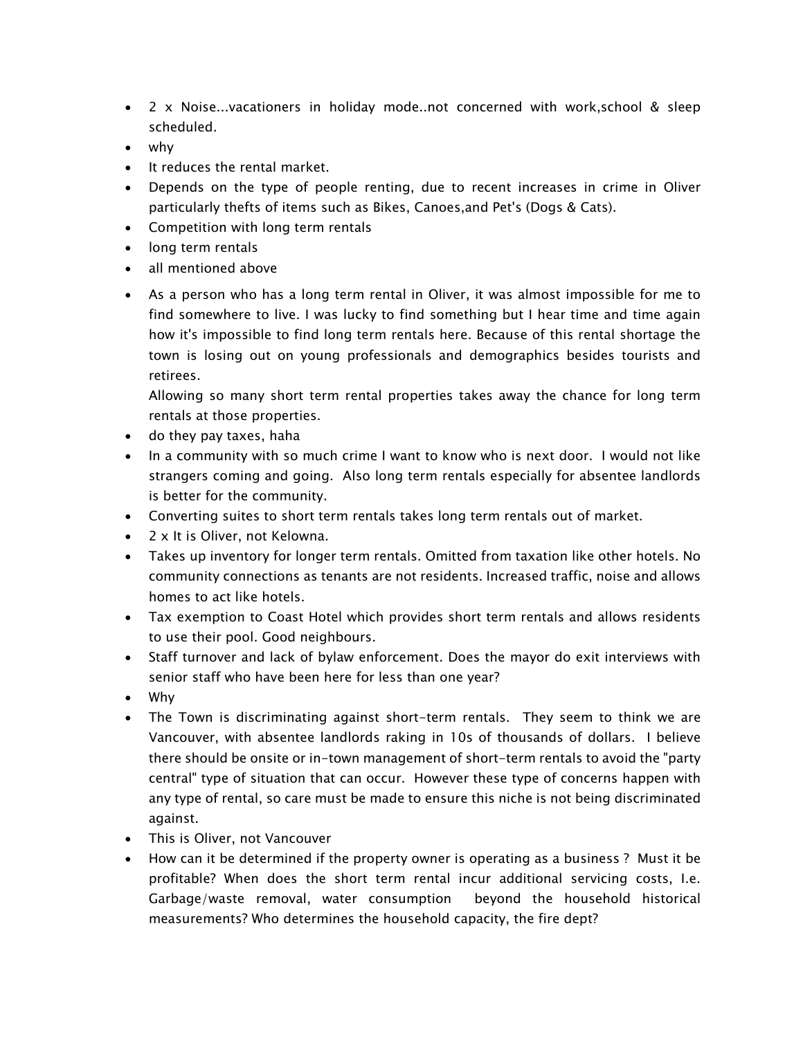- 2 x Noise...vacationers in holiday mode..not concerned with work,school & sleep scheduled.
- why
- It reduces the rental market.
- Depends on the type of people renting, due to recent increases in crime in Oliver particularly thefts of items such as Bikes, Canoes,and Pet's (Dogs & Cats).
- Competition with long term rentals
- long term rentals
- all mentioned above
- As a person who has a long term rental in Oliver, it was almost impossible for me to find somewhere to live. I was lucky to find something but I hear time and time again how it's impossible to find long term rentals here. Because of this rental shortage the town is losing out on young professionals and demographics besides tourists and retirees.
  Allowing so many short term rental properties takes away the chance for long term rentals at those properties.
- do they pay taxes, haha
- In a community with so much crime I want to know who is next door. I would not like strangers coming and going. Also long term rentals especially for absentee landlords is better for the community.
- Converting suites to short term rentals takes long term rentals out of market.
- 2 x It is Oliver, not Kelowna.
- Takes up inventory for longer term rentals. Omitted from taxation like other hotels. No community connections as tenants are not residents. Increased traffic, noise and allows homes to act like hotels.
- Tax exemption to Coast Hotel which provides short term rentals and allows residents to use their pool. Good neighbours.
- Staff turnover and lack of bylaw enforcement. Does the mayor do exit interviews with senior staff who have been here for less than one year?
- Why
- The Town is discriminating against short-term rentals. They seem to think we are Vancouver, with absentee landlords raking in 10s of thousands of dollars. I believe there should be onsite or in-town management of short-term rentals to avoid the "party central" type of situation that can occur. However these type of concerns happen with any type of rental, so care must be made to ensure this niche is not being discriminated against.
- This is Oliver, not Vancouver
- How can it be determined if the property owner is operating as a business ? Must it be profitable? When does the short term rental incur additional servicing costs, I.e. Garbage/waste removal, water consumption beyond the household historical measurements? Who determines the household capacity, the fire dept?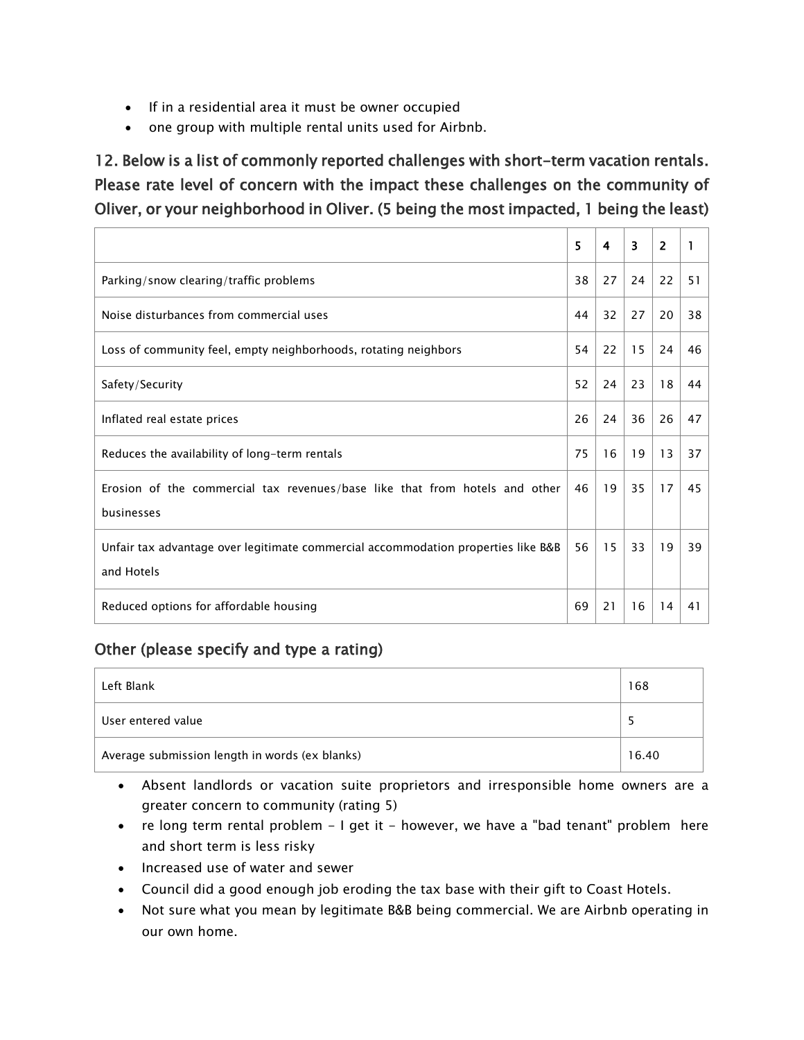- If in a residential area it must be owner occupied
- one group with multiple rental units used for Airbnb.

## 12. Below is a list of commonly reported challenges with short-term vacation rentals. Please rate level of concern with the impact these challenges on the community of Oliver, or your neighborhood in Oliver. (5 being the most impacted, 1 being the least)

| | 5 | 4 | 3 | 2 | 1 |
|---|---|---|---|---|---|
| Parking/snow clearing/traffic problems | 38 | 27 | 24 | 22 | 51 |
| Noise disturbances from commercial uses | 44 | 32 | 27 | 20 | 38 |
| Loss of community feel, empty neighborhoods, rotating neighbors | 54 | 22 | 15 | 24 | 46 |
| Safety/Security | 52 | 24 | 23 | 18 | 44 |
| Inflated real estate prices | 26 | 24 | 36 | 26 | 47 |
| Reduces the availability of long-term rentals | 75 | 16 | 19 | 13 | 37 |
| Erosion of the commercial tax revenues/base like that from hotels and other businesses | 46 | 19 | 35 | 17 | 45 |
| Unfair tax advantage over legitimate commercial accommodation properties like B&B and Hotels | 56 | 15 | 33 | 19 | 39 |
| Reduced options for affordable housing | 69 | 21 | 16 | 14 | 41 |

### Other (please specify and type a rating)

| | |
|---|---|
| Left Blank | 168 |
| User entered value | 5 |
| Average submission length in words (ex blanks) | 16.40 |

- Absent landlords or vacation suite proprietors and irresponsible home owners are a greater concern to community (rating 5)
- re long term rental problem - I get it - however, we have a "bad tenant" problem here and short term is less risky
- Increased use of water and sewer
- Council did a good enough job eroding the tax base with their gift to Coast Hotels.
- Not sure what you mean by legitimate B&B being commercial. We are Airbnb operating in our own home.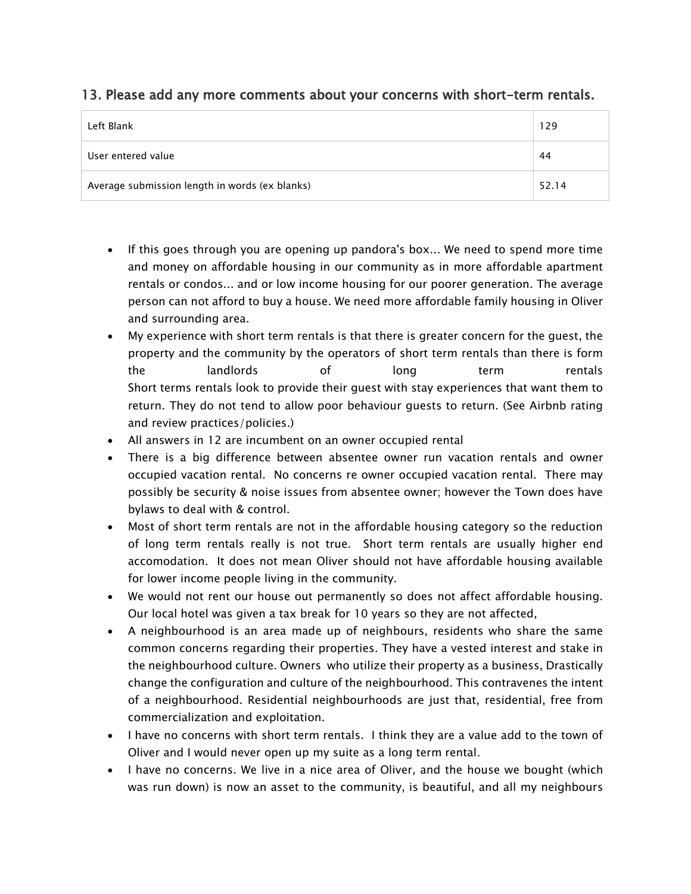## 13. Please add any more comments about your concerns with short-term rentals.

| Left Blank | 129 |
|---|---|
| User entered value | 44 |
| Average submission length in words (ex blanks) | 52.14 |

- If this goes through you are opening up pandora's box... We need to spend more time and money on affordable housing in our community as in more affordable apartment rentals or condos... and or low income housing for our poorer generation. The average person can not afford to buy a house. We need more affordable family housing in Oliver and surrounding area.
- My experience with short term rentals is that there is greater concern for the guest, the property and the community by the operators of short term rentals than there is form the landlords of long term rentals
  Short terms rentals look to provide their guest with stay experiences that want them to return. They do not tend to allow poor behaviour guests to return. (See Airbnb rating and review practices/policies.)
- All answers in 12 are incumbent on an owner occupied rental
- There is a big difference between absentee owner run vacation rentals and owner occupied vacation rental. No concerns re owner occupied vacation rental. There may possibly be security & noise issues from absentee owner; however the Town does have bylaws to deal with & control.
- Most of short term rentals are not in the affordable housing category so the reduction of long term rentals really is not true. Short term rentals are usually higher end accomodation. It does not mean Oliver should not have affordable housing available for lower income people living in the community.
- We would not rent our house out permanently so does not affect affordable housing. Our local hotel was given a tax break for 10 years so they are not affected,
- A neighbourhood is an area made up of neighbours, residents who share the same common concerns regarding their properties. They have a vested interest and stake in the neighbourhood culture. Owners who utilize their property as a business, Drastically change the configuration and culture of the neighbourhood. This contravenes the intent of a neighbourhood. Residential neighbourhoods are just that, residential, free from commercialization and exploitation.
- I have no concerns with short term rentals. I think they are a value add to the town of Oliver and I would never open up my suite as a long term rental.
- I have no concerns. We live in a nice area of Oliver, and the house we bought (which was run down) is now an asset to the community, is beautiful, and all my neighbours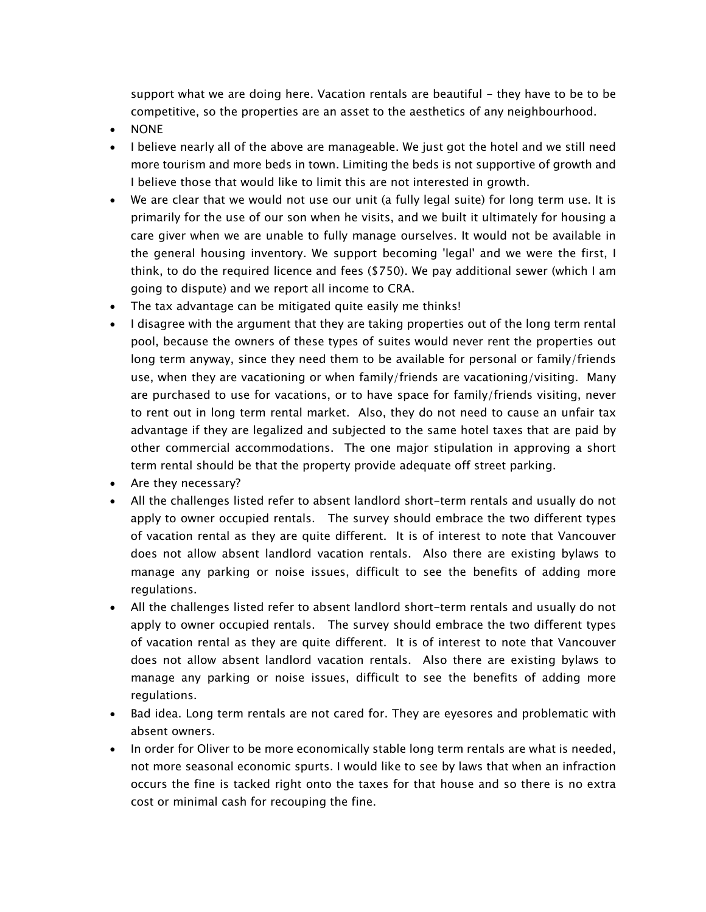support what we are doing here. Vacation rentals are beautiful - they have to be to be competitive, so the properties are an asset to the aesthetics of any neighbourhood.

- NONE
- I believe nearly all of the above are manageable. We just got the hotel and we still need more tourism and more beds in town. Limiting the beds is not supportive of growth and I believe those that would like to limit this are not interested in growth.
- We are clear that we would not use our unit (a fully legal suite) for long term use. It is primarily for the use of our son when he visits, and we built it ultimately for housing a care giver when we are unable to fully manage ourselves. It would not be available in the general housing inventory. We support becoming 'legal' and we were the first, I think, to do the required licence and fees ($750). We pay additional sewer (which I am going to dispute) and we report all income to CRA.
- The tax advantage can be mitigated quite easily me thinks!
- I disagree with the argument that they are taking properties out of the long term rental pool, because the owners of these types of suites would never rent the properties out long term anyway, since they need them to be available for personal or family/friends use, when they are vacationing or when family/friends are vacationing/visiting. Many are purchased to use for vacations, or to have space for family/friends visiting, never to rent out in long term rental market. Also, they do not need to cause an unfair tax advantage if they are legalized and subjected to the same hotel taxes that are paid by other commercial accommodations. The one major stipulation in approving a short term rental should be that the property provide adequate off street parking.
- Are they necessary?
- All the challenges listed refer to absent landlord short-term rentals and usually do not apply to owner occupied rentals. The survey should embrace the two different types of vacation rental as they are quite different. It is of interest to note that Vancouver does not allow absent landlord vacation rentals. Also there are existing bylaws to manage any parking or noise issues, difficult to see the benefits of adding more regulations.
- All the challenges listed refer to absent landlord short-term rentals and usually do not apply to owner occupied rentals. The survey should embrace the two different types of vacation rental as they are quite different. It is of interest to note that Vancouver does not allow absent landlord vacation rentals. Also there are existing bylaws to manage any parking or noise issues, difficult to see the benefits of adding more regulations.
- Bad idea. Long term rentals are not cared for. They are eyesores and problematic with absent owners.
- In order for Oliver to be more economically stable long term rentals are what is needed, not more seasonal economic spurts. I would like to see by laws that when an infraction occurs the fine is tacked right onto the taxes for that house and so there is no extra cost or minimal cash for recouping the fine.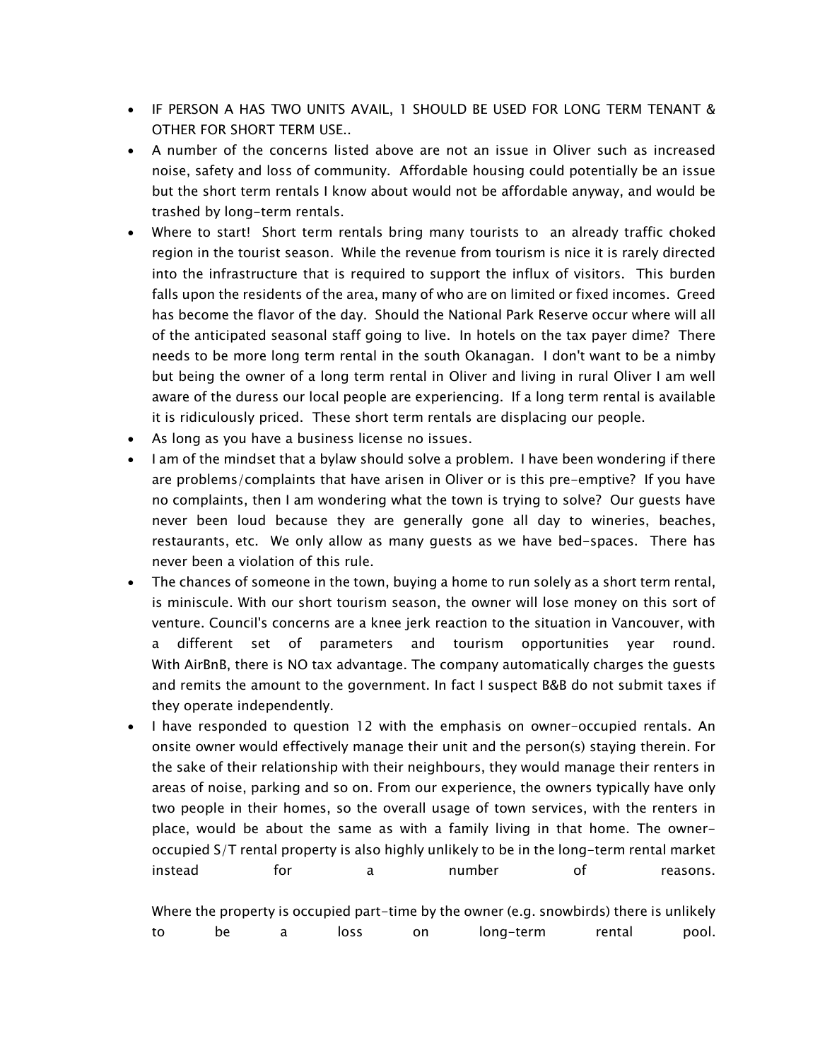- IF PERSON A HAS TWO UNITS AVAIL, 1 SHOULD BE USED FOR LONG TERM TENANT & OTHER FOR SHORT TERM USE..
- A number of the concerns listed above are not an issue in Oliver such as increased noise, safety and loss of community. Affordable housing could potentially be an issue but the short term rentals I know about would not be affordable anyway, and would be trashed by long-term rentals.
- Where to start! Short term rentals bring many tourists to an already traffic choked region in the tourist season. While the revenue from tourism is nice it is rarely directed into the infrastructure that is required to support the influx of visitors. This burden falls upon the residents of the area, many of who are on limited or fixed incomes. Greed has become the flavor of the day. Should the National Park Reserve occur where will all of the anticipated seasonal staff going to live. In hotels on the tax payer dime? There needs to be more long term rental in the south Okanagan. I don't want to be a nimby but being the owner of a long term rental in Oliver and living in rural Oliver I am well aware of the duress our local people are experiencing. If a long term rental is available it is ridiculously priced. These short term rentals are displacing our people.
- As long as you have a business license no issues.
- I am of the mindset that a bylaw should solve a problem. I have been wondering if there are problems/complaints that have arisen in Oliver or is this pre-emptive? If you have no complaints, then I am wondering what the town is trying to solve? Our guests have never been loud because they are generally gone all day to wineries, beaches, restaurants, etc. We only allow as many guests as we have bed-spaces. There has never been a violation of this rule.
- The chances of someone in the town, buying a home to run solely as a short term rental, is miniscule. With our short tourism season, the owner will lose money on this sort of venture. Council's concerns are a knee jerk reaction to the situation in Vancouver, with a different set of parameters and tourism opportunities year round. With AirBnB, there is NO tax advantage. The company automatically charges the guests and remits the amount to the government. In fact I suspect B&B do not submit taxes if they operate independently.
- I have responded to question 12 with the emphasis on owner-occupied rentals. An onsite owner would effectively manage their unit and the person(s) staying therein. For the sake of their relationship with their neighbours, they would manage their renters in areas of noise, parking and so on. From our experience, the owners typically have only two people in their homes, so the overall usage of town services, with the renters in place, would be about the same as with a family living in that home. The owner-occupied S/T rental property is also highly unlikely to be in the long-term rental market instead for a number of reasons.

  Where the property is occupied part-time by the owner (e.g. snowbirds) there is unlikely to be a loss on long-term rental pool.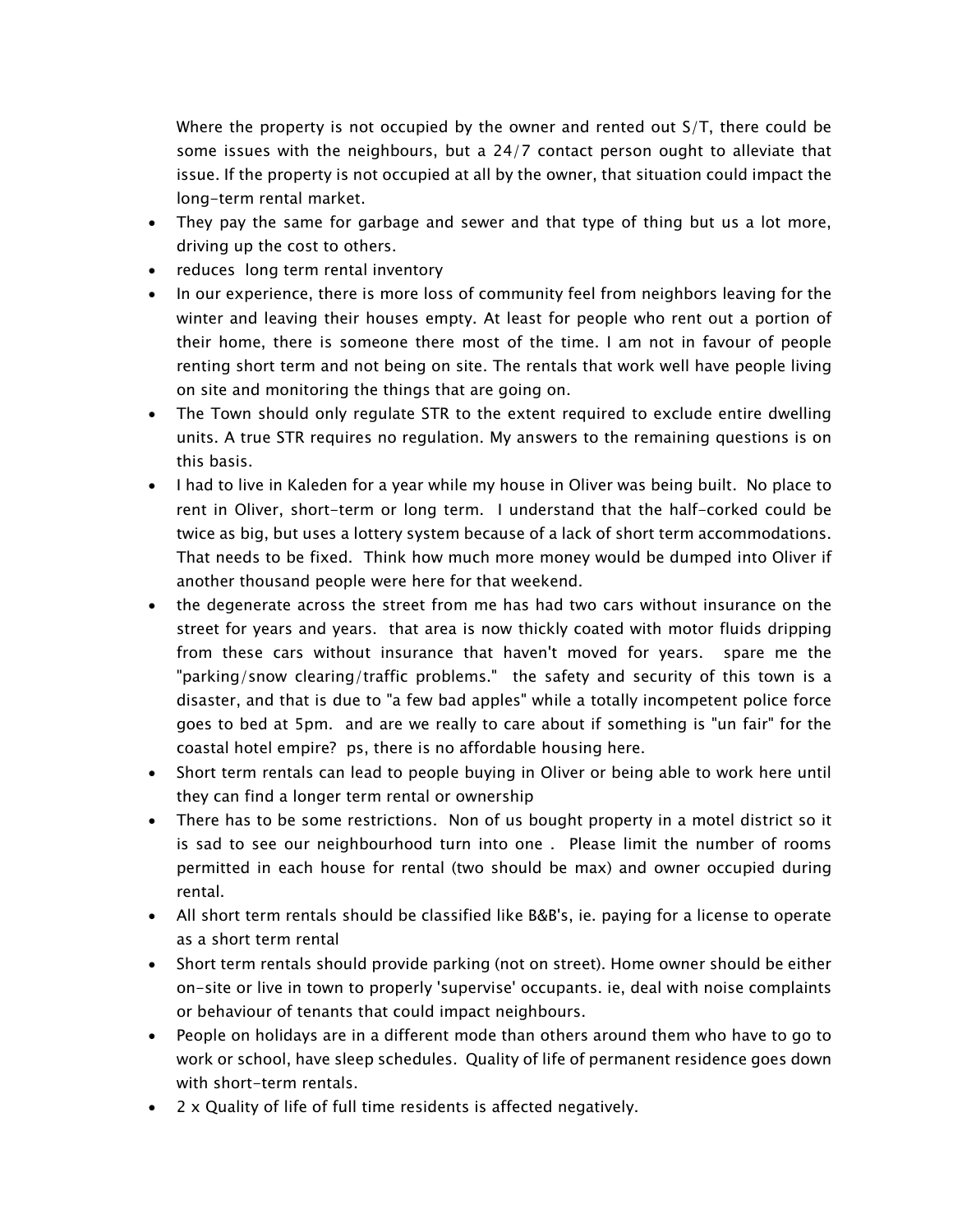Where the property is not occupied by the owner and rented out S/T, there could be some issues with the neighbours, but a 24/7 contact person ought to alleviate that issue. If the property is not occupied at all by the owner, that situation could impact the long-term rental market.

- They pay the same for garbage and sewer and that type of thing but us a lot more, driving up the cost to others.
- reduces long term rental inventory
- In our experience, there is more loss of community feel from neighbors leaving for the winter and leaving their houses empty. At least for people who rent out a portion of their home, there is someone there most of the time. I am not in favour of people renting short term and not being on site. The rentals that work well have people living on site and monitoring the things that are going on.
- The Town should only regulate STR to the extent required to exclude entire dwelling units. A true STR requires no regulation. My answers to the remaining questions is on this basis.
- I had to live in Kaleden for a year while my house in Oliver was being built. No place to rent in Oliver, short-term or long term. I understand that the half-corked could be twice as big, but uses a lottery system because of a lack of short term accommodations. That needs to be fixed. Think how much more money would be dumped into Oliver if another thousand people were here for that weekend.
- the degenerate across the street from me has had two cars without insurance on the street for years and years. that area is now thickly coated with motor fluids dripping from these cars without insurance that haven't moved for years. spare me the "parking/snow clearing/traffic problems." the safety and security of this town is a disaster, and that is due to "a few bad apples" while a totally incompetent police force goes to bed at 5pm. and are we really to care about if something is "un fair" for the coastal hotel empire? ps, there is no affordable housing here.
- Short term rentals can lead to people buying in Oliver or being able to work here until they can find a longer term rental or ownership
- There has to be some restrictions. Non of us bought property in a motel district so it is sad to see our neighbourhood turn into one . Please limit the number of rooms permitted in each house for rental (two should be max) and owner occupied during rental.
- All short term rentals should be classified like B&B's, ie. paying for a license to operate as a short term rental
- Short term rentals should provide parking (not on street). Home owner should be either on-site or live in town to properly 'supervise' occupants. ie, deal with noise complaints or behaviour of tenants that could impact neighbours.
- People on holidays are in a different mode than others around them who have to go to work or school, have sleep schedules. Quality of life of permanent residence goes down with short-term rentals.
- 2 x Quality of life of full time residents is affected negatively.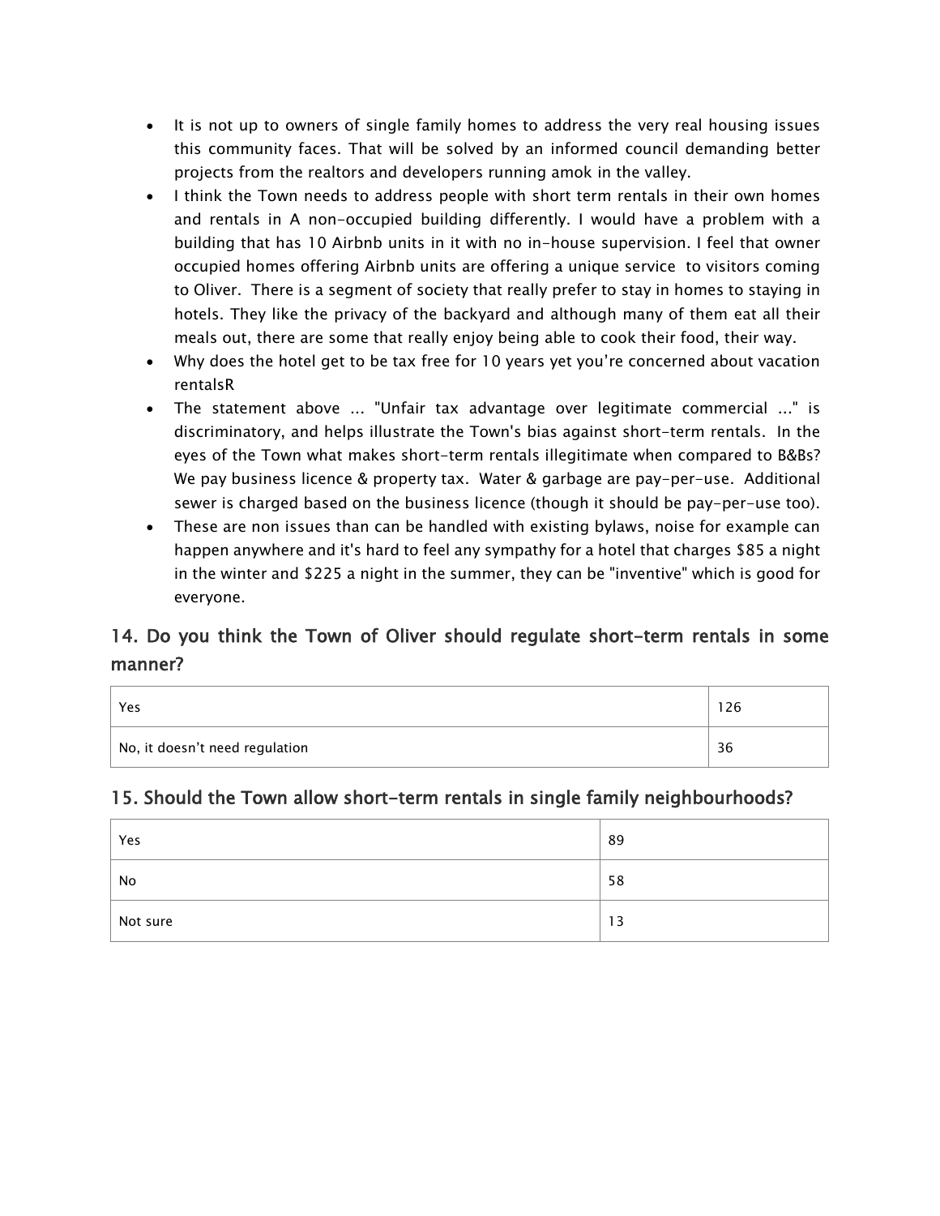- It is not up to owners of single family homes to address the very real housing issues this community faces. That will be solved by an informed council demanding better projects from the realtors and developers running amok in the valley.
- I think the Town needs to address people with short term rentals in their own homes and rentals in A non-occupied building differently. I would have a problem with a building that has 10 Airbnb units in it with no in-house supervision. I feel that owner occupied homes offering Airbnb units are offering a unique service to visitors coming to Oliver. There is a segment of society that really prefer to stay in homes to staying in hotels. They like the privacy of the backyard and although many of them eat all their meals out, there are some that really enjoy being able to cook their food, their way.
- Why does the hotel get to be tax free for 10 years yet you're concerned about vacation rentalsR
- The statement above ... "Unfair tax advantage over legitimate commercial ..." is discriminatory, and helps illustrate the Town's bias against short-term rentals. In the eyes of the Town what makes short-term rentals illegitimate when compared to B&Bs? We pay business licence & property tax. Water & garbage are pay-per-use. Additional sewer is charged based on the business licence (though it should be pay-per-use too).
- These are non issues than can be handled with existing bylaws, noise for example can happen anywhere and it's hard to feel any sympathy for a hotel that charges $85 a night in the winter and $225 a night in the summer, they can be "inventive" which is good for everyone.

## 14. Do you think the Town of Oliver should regulate short-term rentals in some manner?

| | |
|---|---|
| Yes | 126 |
| No, it doesn't need regulation | 36 |

## 15. Should the Town allow short-term rentals in single family neighbourhoods?

| | |
|---|---|
| Yes | 89 |
| No | 58 |
| Not sure | 13 |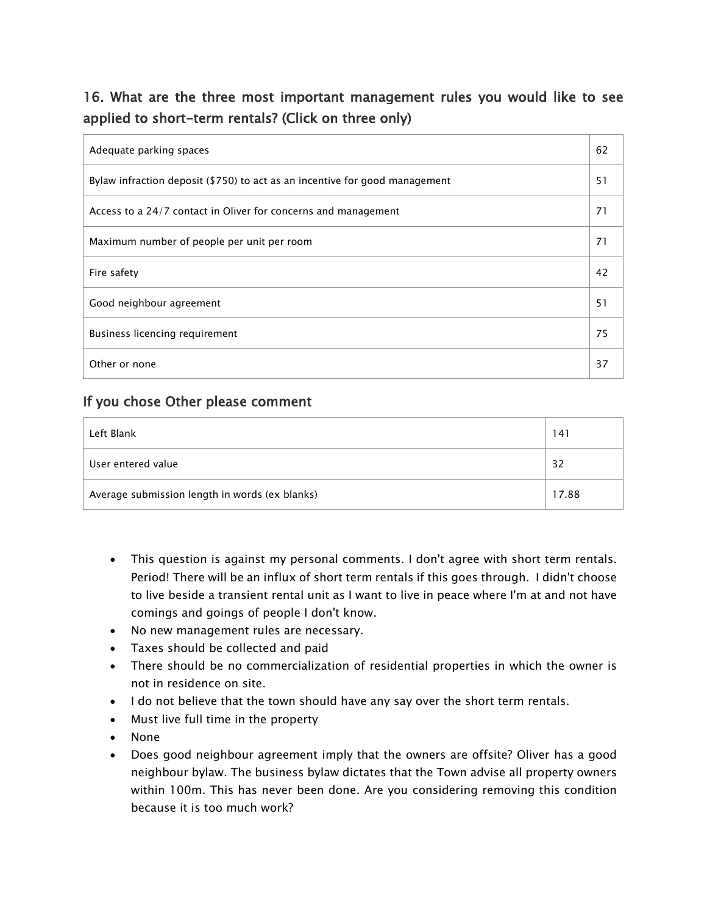## 16. What are the three most important management rules you would like to see applied to short-term rentals? (Click on three only)

| | |
|---|---|
| Adequate parking spaces | 62 |
| Bylaw infraction deposit ($750) to act as an incentive for good management | 51 |
| Access to a 24/7 contact in Oliver for concerns and management | 71 |
| Maximum number of people per unit per room | 71 |
| Fire safety | 42 |
| Good neighbour agreement | 51 |
| Business licencing requirement | 75 |
| Other or none | 37 |

## If you chose Other please comment

| | |
|---|---|
| Left Blank | 141 |
| User entered value | 32 |
| Average submission length in words (ex blanks) | 17.88 |

- This question is against my personal comments. I don't agree with short term rentals. Period! There will be an influx of short term rentals if this goes through. I didn't choose to live beside a transient rental unit as I want to live in peace where I'm at and not have comings and goings of people I don't know.
- No new management rules are necessary.
- Taxes should be collected and paid
- There should be no commercialization of residential properties in which the owner is not in residence on site.
- I do not believe that the town should have any say over the short term rentals.
- Must live full time in the property
- None
- Does good neighbour agreement imply that the owners are offsite? Oliver has a good neighbour bylaw. The business bylaw dictates that the Town advise all property owners within 100m. This has never been done. Are you considering removing this condition because it is too much work?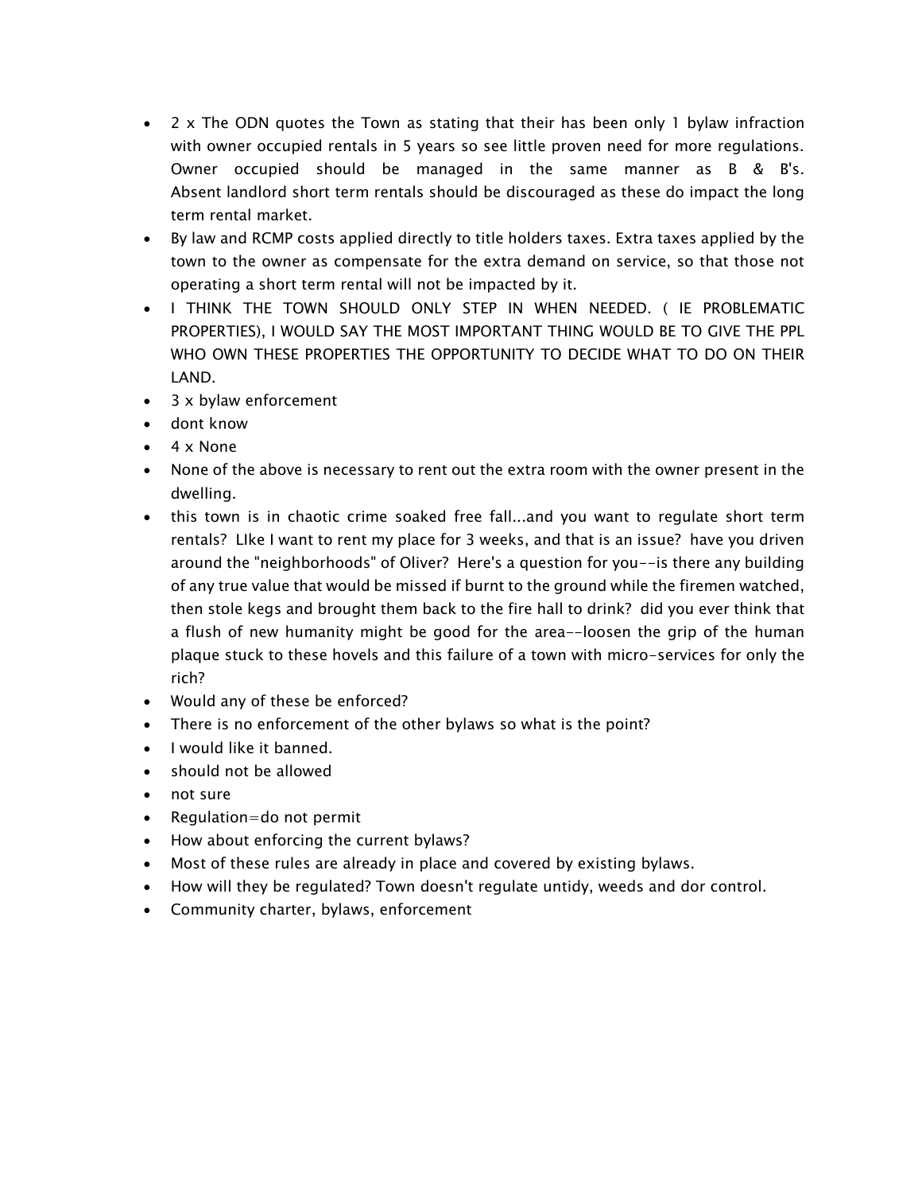- 2 x The ODN quotes the Town as stating that their has been only 1 bylaw infraction with owner occupied rentals in 5 years so see little proven need for more regulations. Owner occupied should be managed in the same manner as B & B's. Absent landlord short term rentals should be discouraged as these do impact the long term rental market.
- By law and RCMP costs applied directly to title holders taxes. Extra taxes applied by the town to the owner as compensate for the extra demand on service, so that those not operating a short term rental will not be impacted by it.
- I THINK THE TOWN SHOULD ONLY STEP IN WHEN NEEDED. ( IE PROBLEMATIC PROPERTIES), I WOULD SAY THE MOST IMPORTANT THING WOULD BE TO GIVE THE PPL WHO OWN THESE PROPERTIES THE OPPORTUNITY TO DECIDE WHAT TO DO ON THEIR LAND.
- 3 x bylaw enforcement
- dont know
- 4 x None
- None of the above is necessary to rent out the extra room with the owner present in the dwelling.
- this town is in chaotic crime soaked free fall...and you want to regulate short term rentals? LIke I want to rent my place for 3 weeks, and that is an issue? have you driven around the "neighborhoods" of Oliver? Here's a question for you--is there any building of any true value that would be missed if burnt to the ground while the firemen watched, then stole kegs and brought them back to the fire hall to drink? did you ever think that a flush of new humanity might be good for the area--loosen the grip of the human plaque stuck to these hovels and this failure of a town with micro-services for only the rich?
- Would any of these be enforced?
- There is no enforcement of the other bylaws so what is the point?
- I would like it banned.
- should not be allowed
- not sure
- Regulation=do not permit
- How about enforcing the current bylaws?
- Most of these rules are already in place and covered by existing bylaws.
- How will they be regulated? Town doesn't regulate untidy, weeds and dor control.
- Community charter, bylaws, enforcement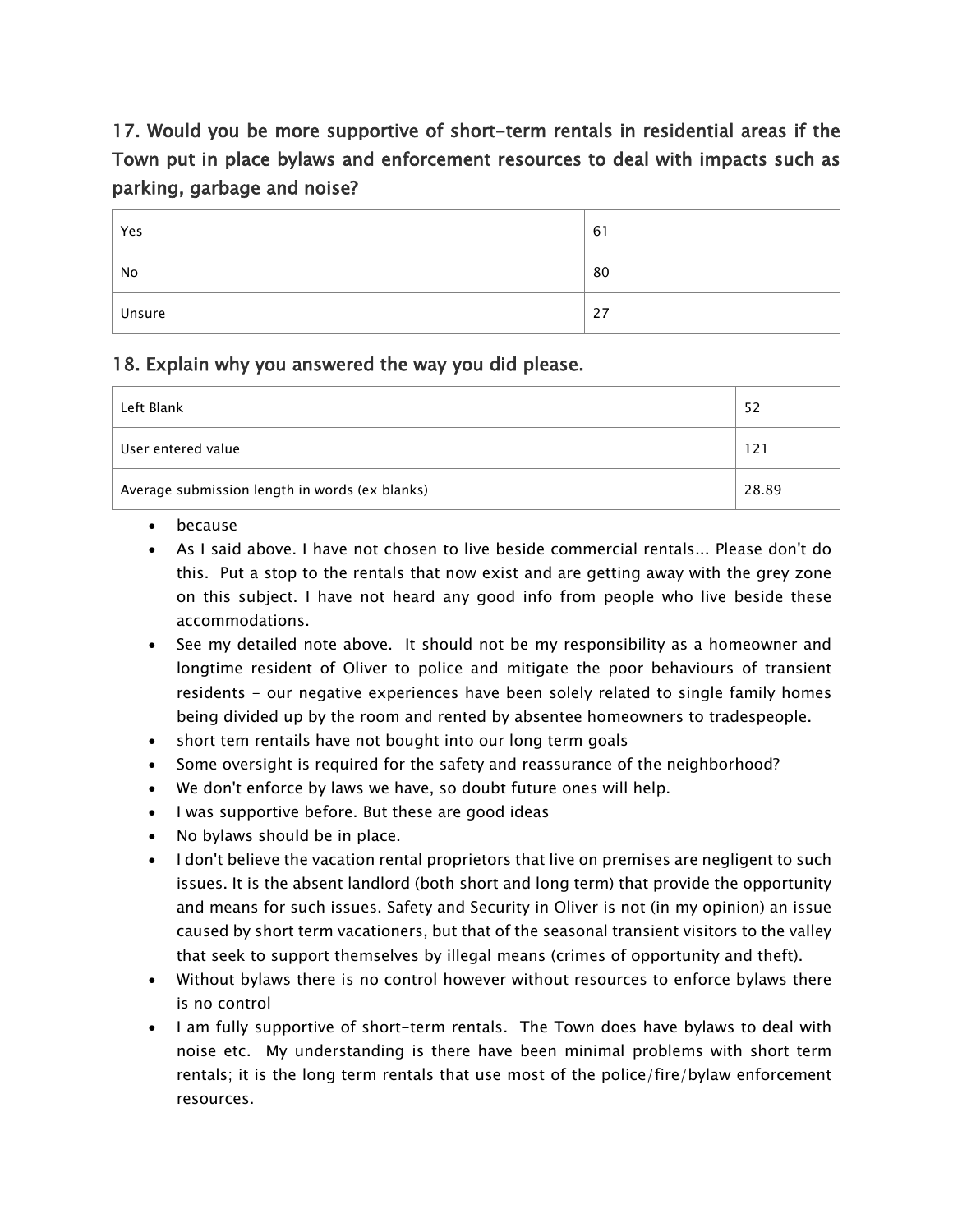## 17. Would you be more supportive of short-term rentals in residential areas if the Town put in place bylaws and enforcement resources to deal with impacts such as parking, garbage and noise?

| Response | Count |
|---|---|
| Yes | 61 |
| No | 80 |
| Unsure | 27 |

## 18. Explain why you answered the way you did please.

| Response | Value |
|---|---|
| Left Blank | 52 |
| User entered value | 121 |
| Average submission length in words (ex blanks) | 28.89 |

- because
- As I said above. I have not chosen to live beside commercial rentals... Please don't do this. Put a stop to the rentals that now exist and are getting away with the grey zone on this subject. I have not heard any good info from people who live beside these accommodations.
- See my detailed note above. It should not be my responsibility as a homeowner and longtime resident of Oliver to police and mitigate the poor behaviours of transient residents - our negative experiences have been solely related to single family homes being divided up by the room and rented by absentee homeowners to tradespeople.
- short tem rentails have not bought into our long term goals
- Some oversight is required for the safety and reassurance of the neighborhood?
- We don't enforce by laws we have, so doubt future ones will help.
- I was supportive before. But these are good ideas
- No bylaws should be in place.
- I don't believe the vacation rental proprietors that live on premises are negligent to such issues. It is the absent landlord (both short and long term) that provide the opportunity and means for such issues. Safety and Security in Oliver is not (in my opinion) an issue caused by short term vacationers, but that of the seasonal transient visitors to the valley that seek to support themselves by illegal means (crimes of opportunity and theft).
- Without bylaws there is no control however without resources to enforce bylaws there is no control
- I am fully supportive of short-term rentals. The Town does have bylaws to deal with noise etc. My understanding is there have been minimal problems with short term rentals; it is the long term rentals that use most of the police/fire/bylaw enforcement resources.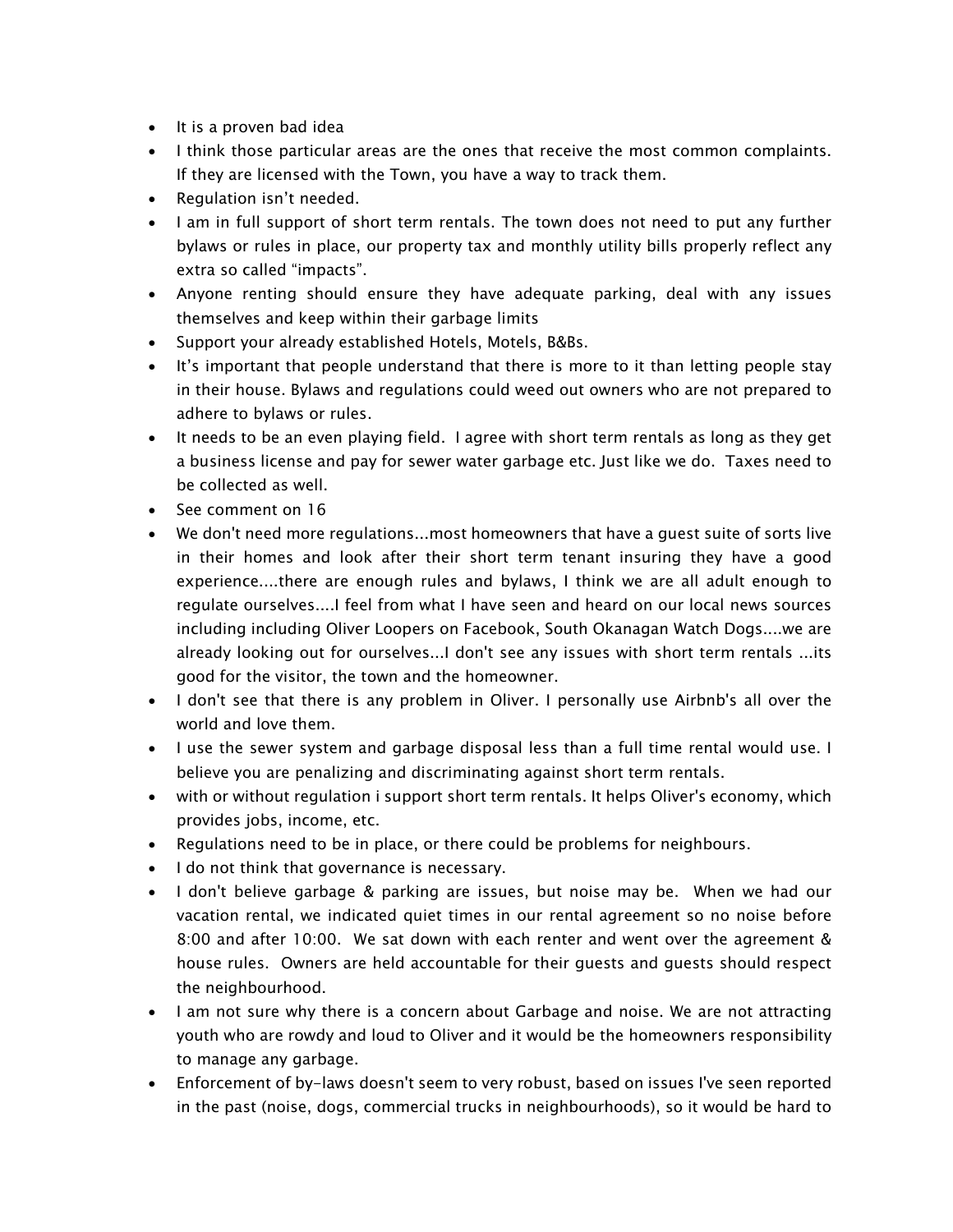- It is a proven bad idea
- I think those particular areas are the ones that receive the most common complaints. If they are licensed with the Town, you have a way to track them.
- Regulation isn't needed.
- I am in full support of short term rentals. The town does not need to put any further bylaws or rules in place, our property tax and monthly utility bills properly reflect any extra so called "impacts".
- Anyone renting should ensure they have adequate parking, deal with any issues themselves and keep within their garbage limits
- Support your already established Hotels, Motels, B&Bs.
- It's important that people understand that there is more to it than letting people stay in their house. Bylaws and regulations could weed out owners who are not prepared to adhere to bylaws or rules.
- It needs to be an even playing field. I agree with short term rentals as long as they get a business license and pay for sewer water garbage etc. Just like we do. Taxes need to be collected as well.
- See comment on 16
- We don't need more regulations...most homeowners that have a guest suite of sorts live in their homes and look after their short term tenant insuring they have a good experience....there are enough rules and bylaws, I think we are all adult enough to regulate ourselves....I feel from what I have seen and heard on our local news sources including including Oliver Loopers on Facebook, South Okanagan Watch Dogs....we are already looking out for ourselves...I don't see any issues with short term rentals ...its good for the visitor, the town and the homeowner.
- I don't see that there is any problem in Oliver. I personally use Airbnb's all over the world and love them.
- I use the sewer system and garbage disposal less than a full time rental would use. I believe you are penalizing and discriminating against short term rentals.
- with or without regulation i support short term rentals. It helps Oliver's economy, which provides jobs, income, etc.
- Regulations need to be in place, or there could be problems for neighbours.
- I do not think that governance is necessary.
- I don't believe garbage & parking are issues, but noise may be. When we had our vacation rental, we indicated quiet times in our rental agreement so no noise before 8:00 and after 10:00. We sat down with each renter and went over the agreement & house rules. Owners are held accountable for their guests and guests should respect the neighbourhood.
- I am not sure why there is a concern about Garbage and noise. We are not attracting youth who are rowdy and loud to Oliver and it would be the homeowners responsibility to manage any garbage.
- Enforcement of by-laws doesn't seem to very robust, based on issues I've seen reported in the past (noise, dogs, commercial trucks in neighbourhoods), so it would be hard to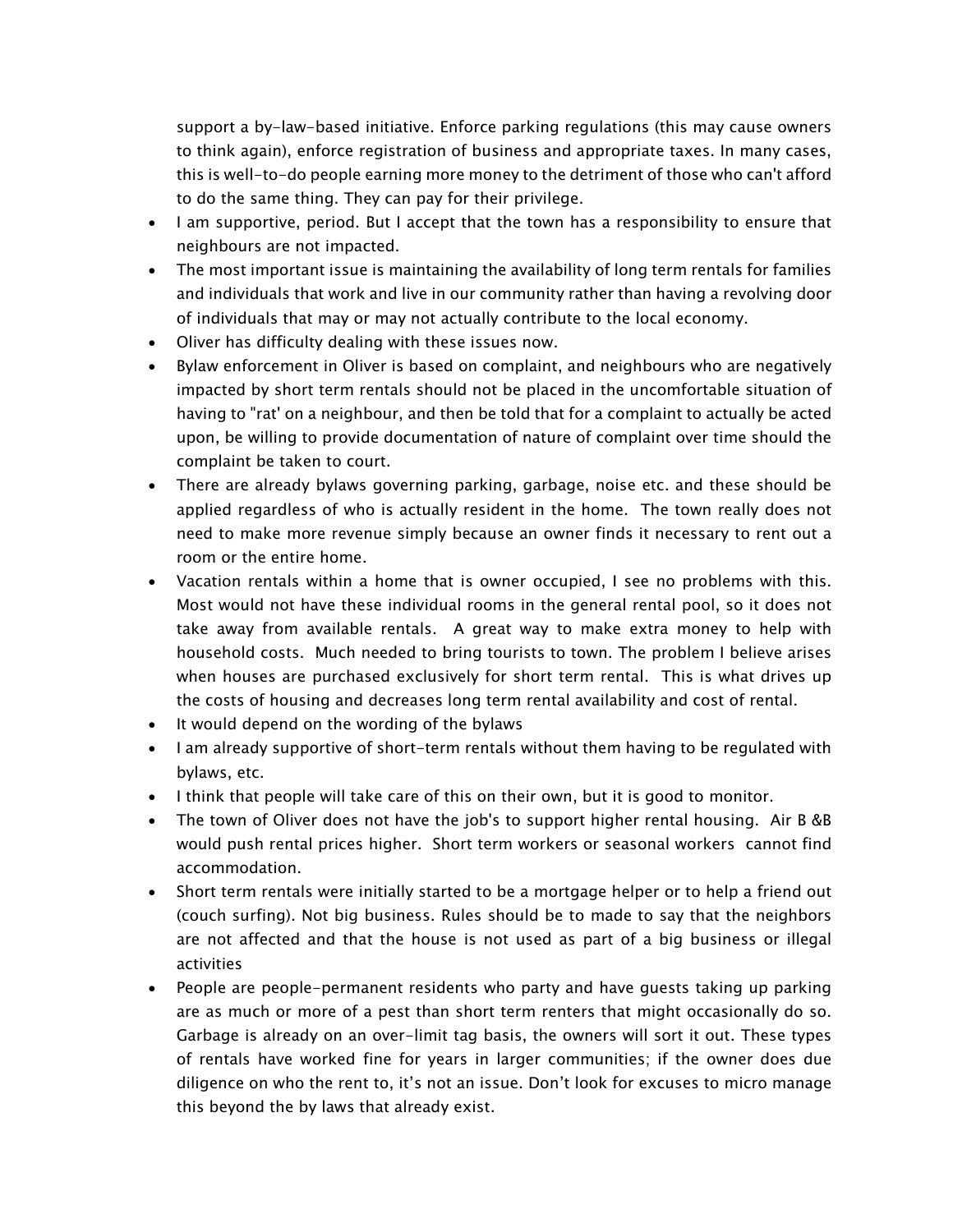support a by-law-based initiative. Enforce parking regulations (this may cause owners to think again), enforce registration of business and appropriate taxes. In many cases, this is well-to-do people earning more money to the detriment of those who can't afford to do the same thing. They can pay for their privilege.

- I am supportive, period. But I accept that the town has a responsibility to ensure that neighbours are not impacted.
- The most important issue is maintaining the availability of long term rentals for families and individuals that work and live in our community rather than having a revolving door of individuals that may or may not actually contribute to the local economy.
- Oliver has difficulty dealing with these issues now.
- Bylaw enforcement in Oliver is based on complaint, and neighbours who are negatively impacted by short term rentals should not be placed in the uncomfortable situation of having to "rat' on a neighbour, and then be told that for a complaint to actually be acted upon, be willing to provide documentation of nature of complaint over time should the complaint be taken to court.
- There are already bylaws governing parking, garbage, noise etc. and these should be applied regardless of who is actually resident in the home. The town really does not need to make more revenue simply because an owner finds it necessary to rent out a room or the entire home.
- Vacation rentals within a home that is owner occupied, I see no problems with this. Most would not have these individual rooms in the general rental pool, so it does not take away from available rentals. A great way to make extra money to help with household costs. Much needed to bring tourists to town. The problem I believe arises when houses are purchased exclusively for short term rental. This is what drives up the costs of housing and decreases long term rental availability and cost of rental.
- It would depend on the wording of the bylaws
- I am already supportive of short-term rentals without them having to be regulated with bylaws, etc.
- I think that people will take care of this on their own, but it is good to monitor.
- The town of Oliver does not have the job's to support higher rental housing. Air B &B would push rental prices higher. Short term workers or seasonal workers cannot find accommodation.
- Short term rentals were initially started to be a mortgage helper or to help a friend out (couch surfing). Not big business. Rules should be to made to say that the neighbors are not affected and that the house is not used as part of a big business or illegal activities
- People are people-permanent residents who party and have guests taking up parking are as much or more of a pest than short term renters that might occasionally do so. Garbage is already on an over-limit tag basis, the owners will sort it out. These types of rentals have worked fine for years in larger communities; if the owner does due diligence on who the rent to, it's not an issue. Don't look for excuses to micro manage this beyond the by laws that already exist.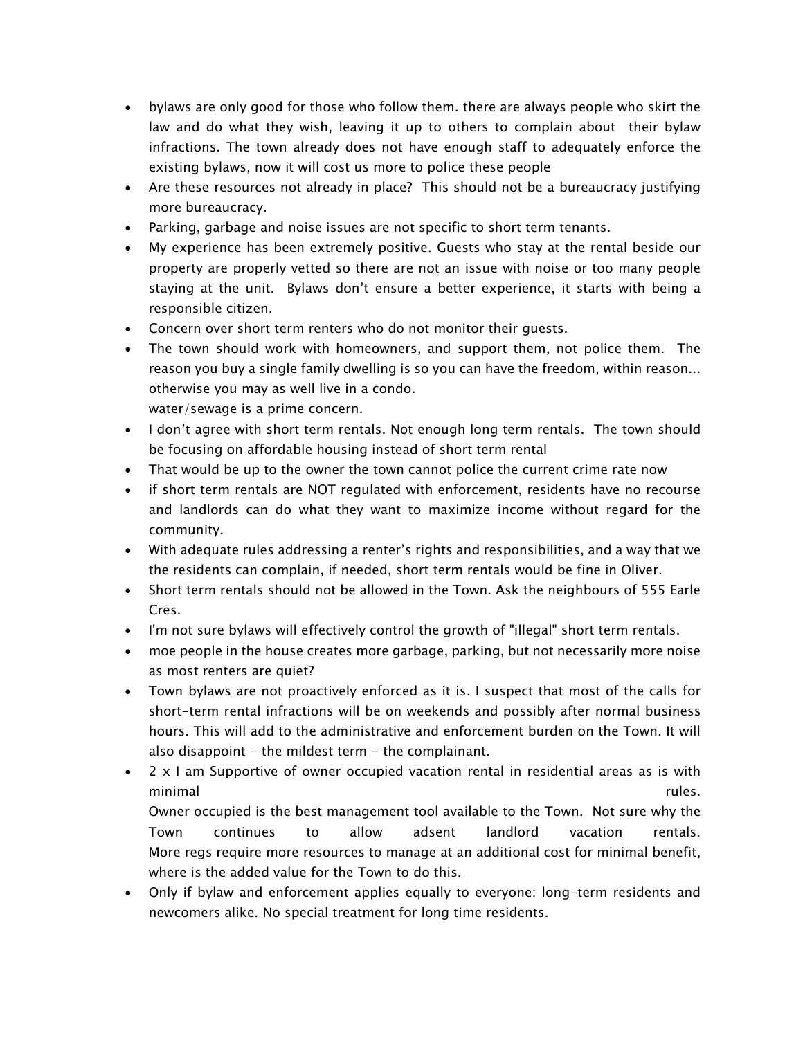- bylaws are only good for those who follow them. there are always people who skirt the law and do what they wish, leaving it up to others to complain about their bylaw infractions. The town already does not have enough staff to adequately enforce the existing bylaws, now it will cost us more to police these people
- Are these resources not already in place? This should not be a bureaucracy justifying more bureaucracy.
- Parking, garbage and noise issues are not specific to short term tenants.
- My experience has been extremely positive. Guests who stay at the rental beside our property are properly vetted so there are not an issue with noise or too many people staying at the unit. Bylaws don't ensure a better experience, it starts with being a responsible citizen.
- Concern over short term renters who do not monitor their guests.
- The town should work with homeowners, and support them, not police them. The reason you buy a single family dwelling is so you can have the freedom, within reason... otherwise you may as well live in a condo.
  water/sewage is a prime concern.
- I don't agree with short term rentals. Not enough long term rentals. The town should be focusing on affordable housing instead of short term rental
- That would be up to the owner the town cannot police the current crime rate now
- if short term rentals are NOT regulated with enforcement, residents have no recourse and landlords can do what they want to maximize income without regard for the community.
- With adequate rules addressing a renter's rights and responsibilities, and a way that we the residents can complain, if needed, short term rentals would be fine in Oliver.
- Short term rentals should not be allowed in the Town. Ask the neighbours of 555 Earle Cres.
- I'm not sure bylaws will effectively control the growth of "illegal" short term rentals.
- moe people in the house creates more garbage, parking, but not necessarily more noise as most renters are quiet?
- Town bylaws are not proactively enforced as it is. I suspect that most of the calls for short-term rental infractions will be on weekends and possibly after normal business hours. This will add to the administrative and enforcement burden on the Town. It will also disappoint - the mildest term - the complainant.
- 2 x I am Supportive of owner occupied vacation rental in residential areas as is with minimal rules.
  Owner occupied is the best management tool available to the Town. Not sure why the Town continues to allow adsent landlord vacation rentals.
  More regs require more resources to manage at an additional cost for minimal benefit, where is the added value for the Town to do this.
- Only if bylaw and enforcement applies equally to everyone: long-term residents and newcomers alike. No special treatment for long time residents.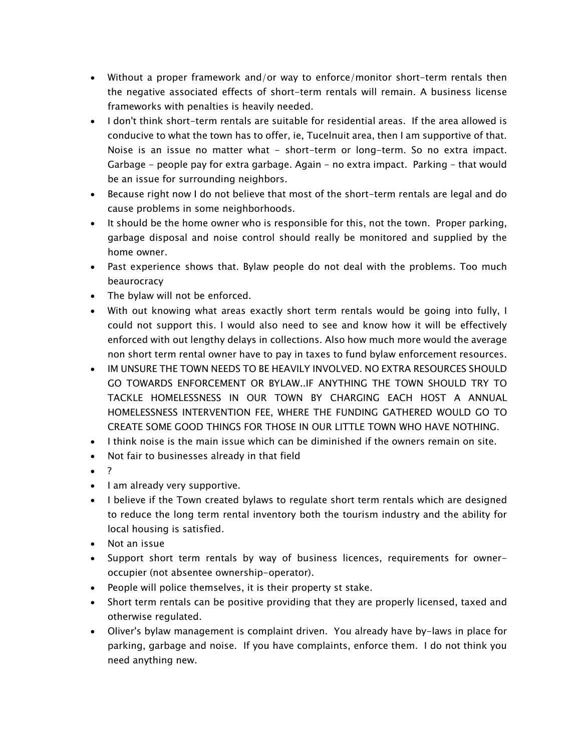- Without a proper framework and/or way to enforce/monitor short-term rentals then the negative associated effects of short-term rentals will remain. A business license frameworks with penalties is heavily needed.
- I don't think short-term rentals are suitable for residential areas. If the area allowed is conducive to what the town has to offer, ie, Tucelnuit area, then I am supportive of that. Noise is an issue no matter what - short-term or long-term. So no extra impact. Garbage - people pay for extra garbage. Again - no extra impact. Parking - that would be an issue for surrounding neighbors.
- Because right now I do not believe that most of the short-term rentals are legal and do cause problems in some neighborhoods.
- It should be the home owner who is responsible for this, not the town. Proper parking, garbage disposal and noise control should really be monitored and supplied by the home owner.
- Past experience shows that. Bylaw people do not deal with the problems. Too much beaurocracy
- The bylaw will not be enforced.
- With out knowing what areas exactly short term rentals would be going into fully, I could not support this. I would also need to see and know how it will be effectively enforced with out lengthy delays in collections. Also how much more would the average non short term rental owner have to pay in taxes to fund bylaw enforcement resources.
- IM UNSURE THE TOWN NEEDS TO BE HEAVILY INVOLVED. NO EXTRA RESOURCES SHOULD GO TOWARDS ENFORCEMENT OR BYLAW..IF ANYTHING THE TOWN SHOULD TRY TO TACKLE HOMELESSNESS IN OUR TOWN BY CHARGING EACH HOST A ANNUAL HOMELESSNESS INTERVENTION FEE, WHERE THE FUNDING GATHERED WOULD GO TO CREATE SOME GOOD THINGS FOR THOSE IN OUR LITTLE TOWN WHO HAVE NOTHING.
- I think noise is the main issue which can be diminished if the owners remain on site.
- Not fair to businesses already in that field
- ?
- I am already very supportive.
- I believe if the Town created bylaws to regulate short term rentals which are designed to reduce the long term rental inventory both the tourism industry and the ability for local housing is satisfied.
- Not an issue
- Support short term rentals by way of business licences, requirements for owner-occupier (not absentee ownership-operator).
- People will police themselves, it is their property st stake.
- Short term rentals can be positive providing that they are properly licensed, taxed and otherwise regulated.
- Oliver's bylaw management is complaint driven. You already have by-laws in place for parking, garbage and noise. If you have complaints, enforce them. I do not think you need anything new.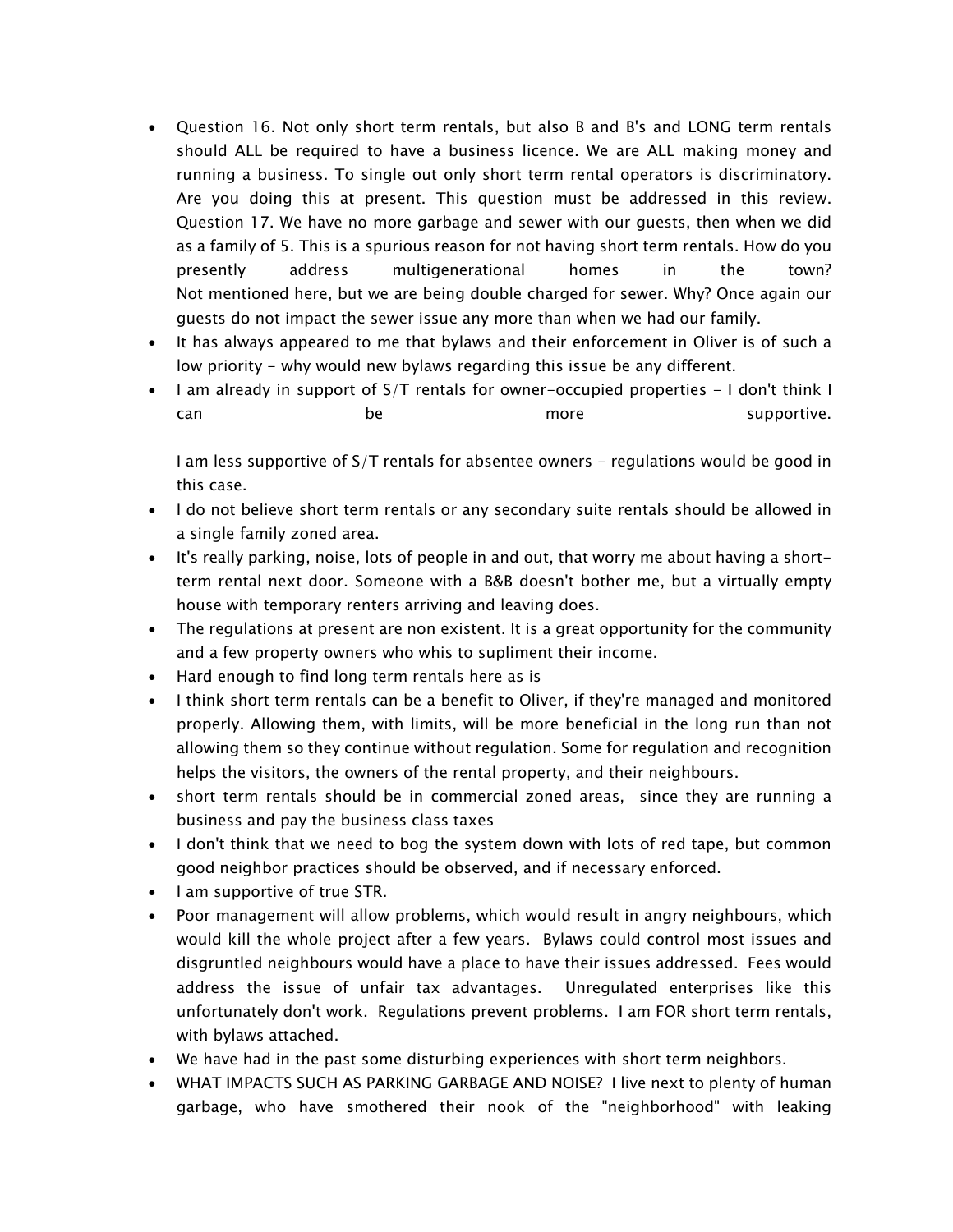- Question 16. Not only short term rentals, but also B and B's and LONG term rentals should ALL be required to have a business licence. We are ALL making money and running a business. To single out only short term rental operators is discriminatory. Are you doing this at present. This question must be addressed in this review. Question 17. We have no more garbage and sewer with our guests, then when we did as a family of 5. This is a spurious reason for not having short term rentals. How do you presently address multigenerational homes in the town? Not mentioned here, but we are being double charged for sewer. Why? Once again our guests do not impact the sewer issue any more than when we had our family.
- It has always appeared to me that bylaws and their enforcement in Oliver is of such a low priority - why would new bylaws regarding this issue be any different.
- I am already in support of S/T rentals for owner-occupied properties - I don't think I can be more supportive.

  I am less supportive of S/T rentals for absentee owners - regulations would be good in this case.
- I do not believe short term rentals or any secondary suite rentals should be allowed in a single family zoned area.
- It's really parking, noise, lots of people in and out, that worry me about having a short-term rental next door. Someone with a B&B doesn't bother me, but a virtually empty house with temporary renters arriving and leaving does.
- The regulations at present are non existent. It is a great opportunity for the community and a few property owners who whis to supliment their income.
- Hard enough to find long term rentals here as is
- I think short term rentals can be a benefit to Oliver, if they're managed and monitored properly. Allowing them, with limits, will be more beneficial in the long run than not allowing them so they continue without regulation. Some for regulation and recognition helps the visitors, the owners of the rental property, and their neighbours.
- short term rentals should be in commercial zoned areas, since they are running a business and pay the business class taxes
- I don't think that we need to bog the system down with lots of red tape, but common good neighbor practices should be observed, and if necessary enforced.
- I am supportive of true STR.
- Poor management will allow problems, which would result in angry neighbours, which would kill the whole project after a few years. Bylaws could control most issues and disgruntled neighbours would have a place to have their issues addressed. Fees would address the issue of unfair tax advantages. Unregulated enterprises like this unfortunately don't work. Regulations prevent problems. I am FOR short term rentals, with bylaws attached.
- We have had in the past some disturbing experiences with short term neighbors.
- WHAT IMPACTS SUCH AS PARKING GARBAGE AND NOISE? I live next to plenty of human garbage, who have smothered their nook of the "neighborhood" with leaking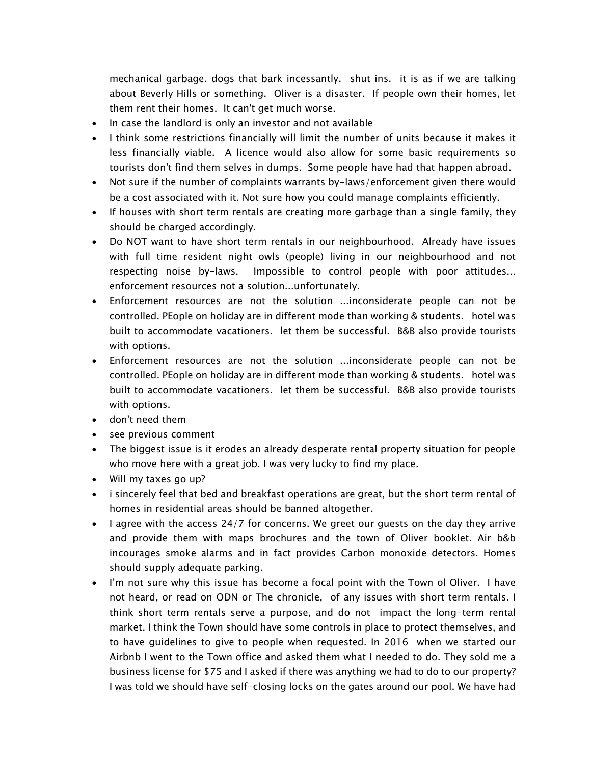mechanical garbage. dogs that bark incessantly. shut ins. it is as if we are talking about Beverly Hills or something. Oliver is a disaster. If people own their homes, let them rent their homes. It can't get much worse.

- In case the landlord is only an investor and not available
- I think some restrictions financially will limit the number of units because it makes it less financially viable. A licence would also allow for some basic requirements so tourists don't find them selves in dumps. Some people have had that happen abroad.
- Not sure if the number of complaints warrants by-laws/enforcement given there would be a cost associated with it. Not sure how you could manage complaints efficiently.
- If houses with short term rentals are creating more garbage than a single family, they should be charged accordingly.
- Do NOT want to have short term rentals in our neighbourhood. Already have issues with full time resident night owls (people) living in our neighbourhood and not respecting noise by-laws. Impossible to control people with poor attitudes... enforcement resources not a solution...unfortunately.
- Enforcement resources are not the solution ...inconsiderate people can not be controlled. PEople on holiday are in different mode than working & students. hotel was built to accommodate vacationers. let them be successful. B&B also provide tourists with options.
- Enforcement resources are not the solution ...inconsiderate people can not be controlled. PEople on holiday are in different mode than working & students. hotel was built to accommodate vacationers. let them be successful. B&B also provide tourists with options.
- don't need them
- see previous comment
- The biggest issue is it erodes an already desperate rental property situation for people who move here with a great job. I was very lucky to find my place.
- Will my taxes go up?
- i sincerely feel that bed and breakfast operations are great, but the short term rental of homes in residential areas should be banned altogether.
- I agree with the access 24/7 for concerns. We greet our guests on the day they arrive and provide them with maps brochures and the town of Oliver booklet. Air b&b incourages smoke alarms and in fact provides Carbon monoxide detectors. Homes should supply adequate parking.
- I'm not sure why this issue has become a focal point with the Town ol Oliver. I have not heard, or read on ODN or The chronicle, of any issues with short term rentals. I think short term rentals serve a purpose, and do not impact the long-term rental market. I think the Town should have some controls in place to protect themselves, and to have guidelines to give to people when requested. In 2016 when we started our Airbnb I went to the Town office and asked them what I needed to do. They sold me a business license for $75 and I asked if there was anything we had to do to our property? I was told we should have self-closing locks on the gates around our pool. We have had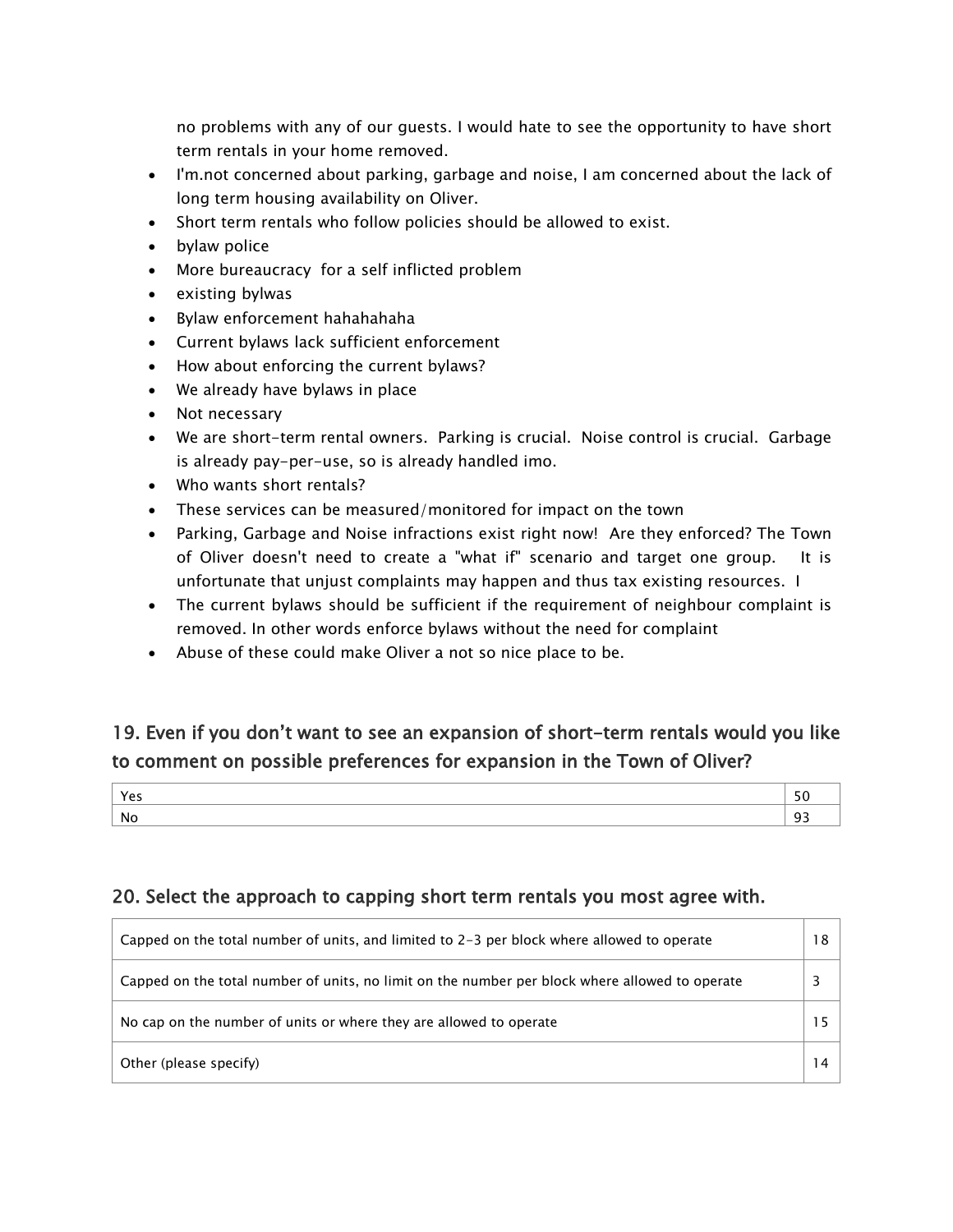no problems with any of our guests. I would hate to see the opportunity to have short term rentals in your home removed.

- I'm.not concerned about parking, garbage and noise, I am concerned about the lack of long term housing availability on Oliver.
- Short term rentals who follow policies should be allowed to exist.
- bylaw police
- More bureaucracy for a self inflicted problem
- existing bylwas
- Bylaw enforcement hahahahaha
- Current bylaws lack sufficient enforcement
- How about enforcing the current bylaws?
- We already have bylaws in place
- Not necessary
- We are short-term rental owners. Parking is crucial. Noise control is crucial. Garbage is already pay-per-use, so is already handled imo.
- Who wants short rentals?
- These services can be measured/monitored for impact on the town
- Parking, Garbage and Noise infractions exist right now! Are they enforced? The Town of Oliver doesn't need to create a "what if" scenario and target one group. It is unfortunate that unjust complaints may happen and thus tax existing resources. I
- The current bylaws should be sufficient if the requirement of neighbour complaint is removed. In other words enforce bylaws without the need for complaint
- Abuse of these could make Oliver a not so nice place to be.

## 19. Even if you don't want to see an expansion of short-term rentals would you like to comment on possible preferences for expansion in the Town of Oliver?

| | |
|---|---|
| Yes | 50 |
| No | 93 |

## 20. Select the approach to capping short term rentals you most agree with.

| | |
|---|---|
| Capped on the total number of units, and limited to 2-3 per block where allowed to operate | 18 |
| Capped on the total number of units, no limit on the number per block where allowed to operate | 3 |
| No cap on the number of units or where they are allowed to operate | 15 |
| Other (please specify) | 14 |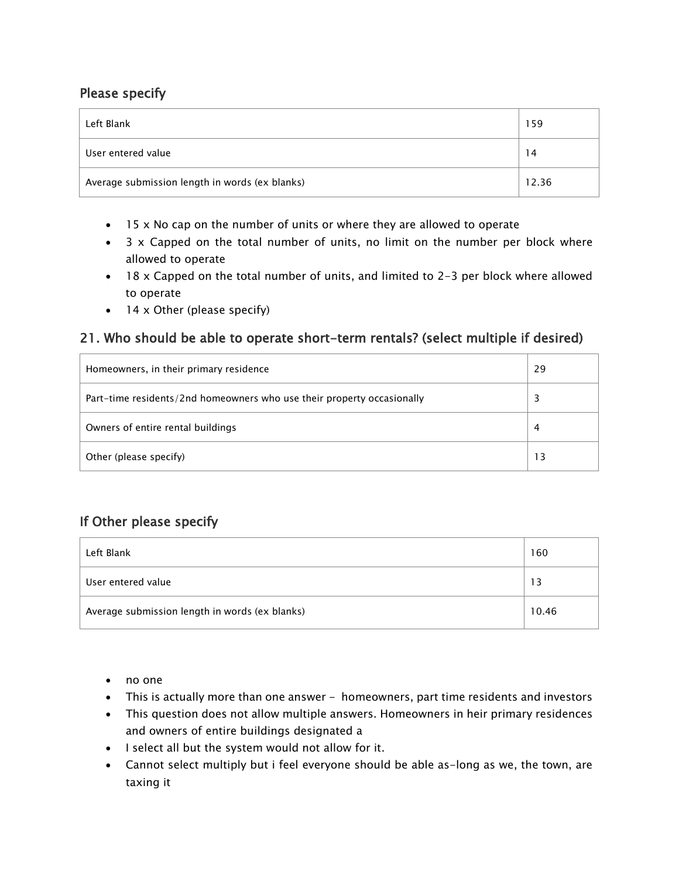## Please specify

| Left Blank | 159 |
|---|---|
| User entered value | 14 |
| Average submission length in words (ex blanks) | 12.36 |

- 15 x No cap on the number of units or where they are allowed to operate
- 3 x Capped on the total number of units, no limit on the number per block where allowed to operate
- 18 x Capped on the total number of units, and limited to 2-3 per block where allowed to operate
- 14 x Other (please specify)

## 21. Who should be able to operate short-term rentals? (select multiple if desired)

| Homeowners, in their primary residence | 29 |
|---|---|
| Part-time residents/2nd homeowners who use their property occasionally | 3 |
| Owners of entire rental buildings | 4 |
| Other (please specify) | 13 |

## If Other please specify

| Left Blank | 160 |
|---|---|
| User entered value | 13 |
| Average submission length in words (ex blanks) | 10.46 |

- no one
- This is actually more than one answer - homeowners, part time residents and investors
- This question does not allow multiple answers. Homeowners in heir primary residences and owners of entire buildings designated a
- I select all but the system would not allow for it.
- Cannot select multiply but i feel everyone should be able as-long as we, the town, are taxing it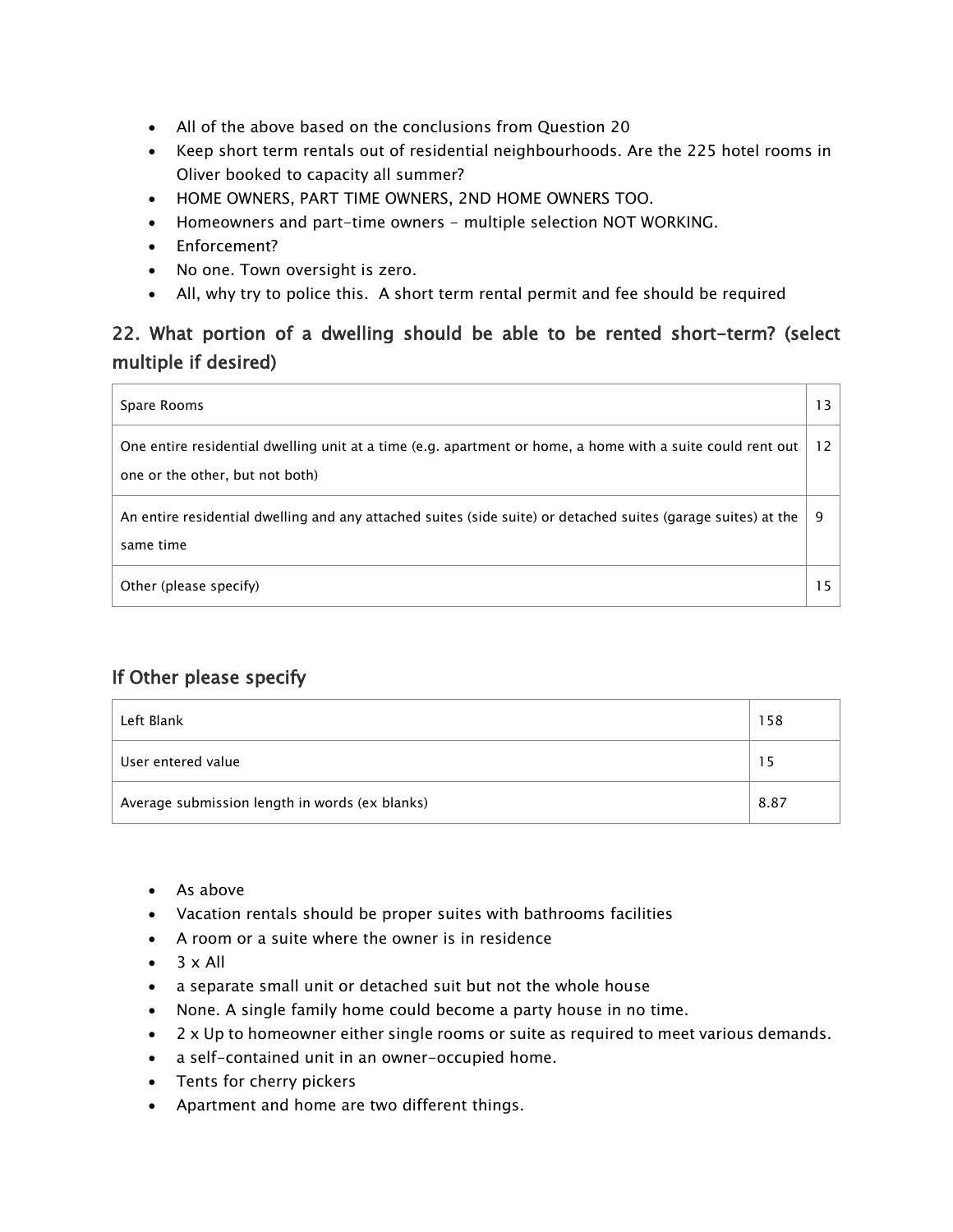- All of the above based on the conclusions from Question 20
- Keep short term rentals out of residential neighbourhoods. Are the 225 hotel rooms in Oliver booked to capacity all summer?
- HOME OWNERS, PART TIME OWNERS, 2ND HOME OWNERS TOO.
- Homeowners and part-time owners - multiple selection NOT WORKING.
- Enforcement?
- No one. Town oversight is zero.
- All, why try to police this. A short term rental permit and fee should be required

## 22. What portion of a dwelling should be able to be rented short-term? (select multiple if desired)

| | |
|---|---|
| Spare Rooms | 13 |
| One entire residential dwelling unit at a time (e.g. apartment or home, a home with a suite could rent out one or the other, but not both) | 12 |
| An entire residential dwelling and any attached suites (side suite) or detached suites (garage suites) at the same time | 9 |
| Other (please specify) | 15 |

## If Other please specify

| | |
|---|---|
| Left Blank | 158 |
| User entered value | 15 |
| Average submission length in words (ex blanks) | 8.87 |

- As above
- Vacation rentals should be proper suites with bathrooms facilities
- A room or a suite where the owner is in residence
- 3 x All
- a separate small unit or detached suit but not the whole house
- None. A single family home could become a party house in no time.
- 2 x Up to homeowner either single rooms or suite as required to meet various demands.
- a self-contained unit in an owner-occupied home.
- Tents for cherry pickers
- Apartment and home are two different things.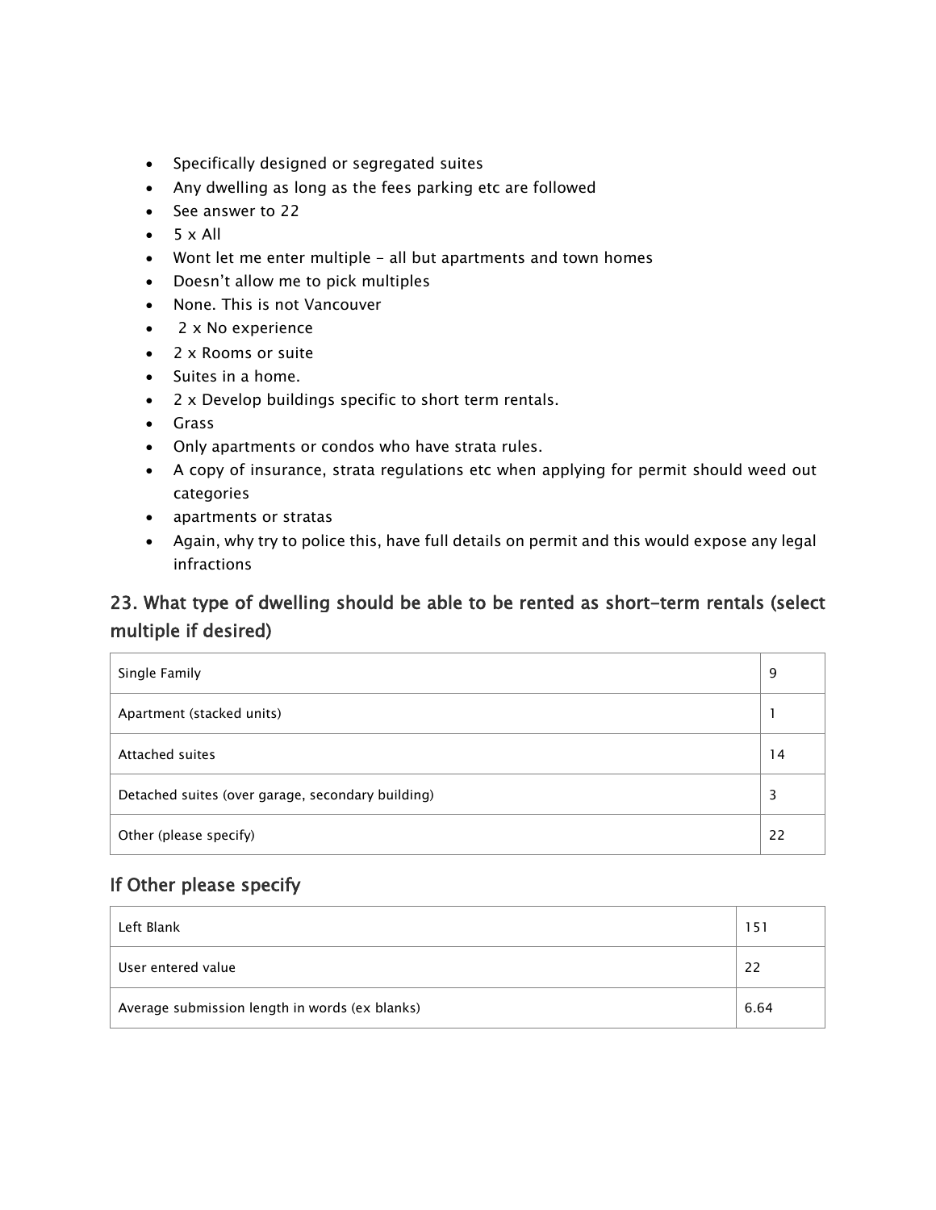- Specifically designed or segregated suites
- Any dwelling as long as the fees parking etc are followed
- See answer to 22
- 5 x All
- Wont let me enter multiple - all but apartments and town homes
- Doesn't allow me to pick multiples
- None. This is not Vancouver
- 2 x No experience
- 2 x Rooms or suite
- Suites in a home.
- 2 x Develop buildings specific to short term rentals.
- Grass
- Only apartments or condos who have strata rules.
- A copy of insurance, strata regulations etc when applying for permit should weed out categories
- apartments or stratas
- Again, why try to police this, have full details on permit and this would expose any legal infractions

## 23. What type of dwelling should be able to be rented as short-term rentals (select multiple if desired)

| | |
|---|---|
| Single Family | 9 |
| Apartment (stacked units) | 1 |
| Attached suites | 14 |
| Detached suites (over garage, secondary building) | 3 |
| Other (please specify) | 22 |

## If Other please specify

| | |
|---|---|
| Left Blank | 151 |
| User entered value | 22 |
| Average submission length in words (ex blanks) | 6.64 |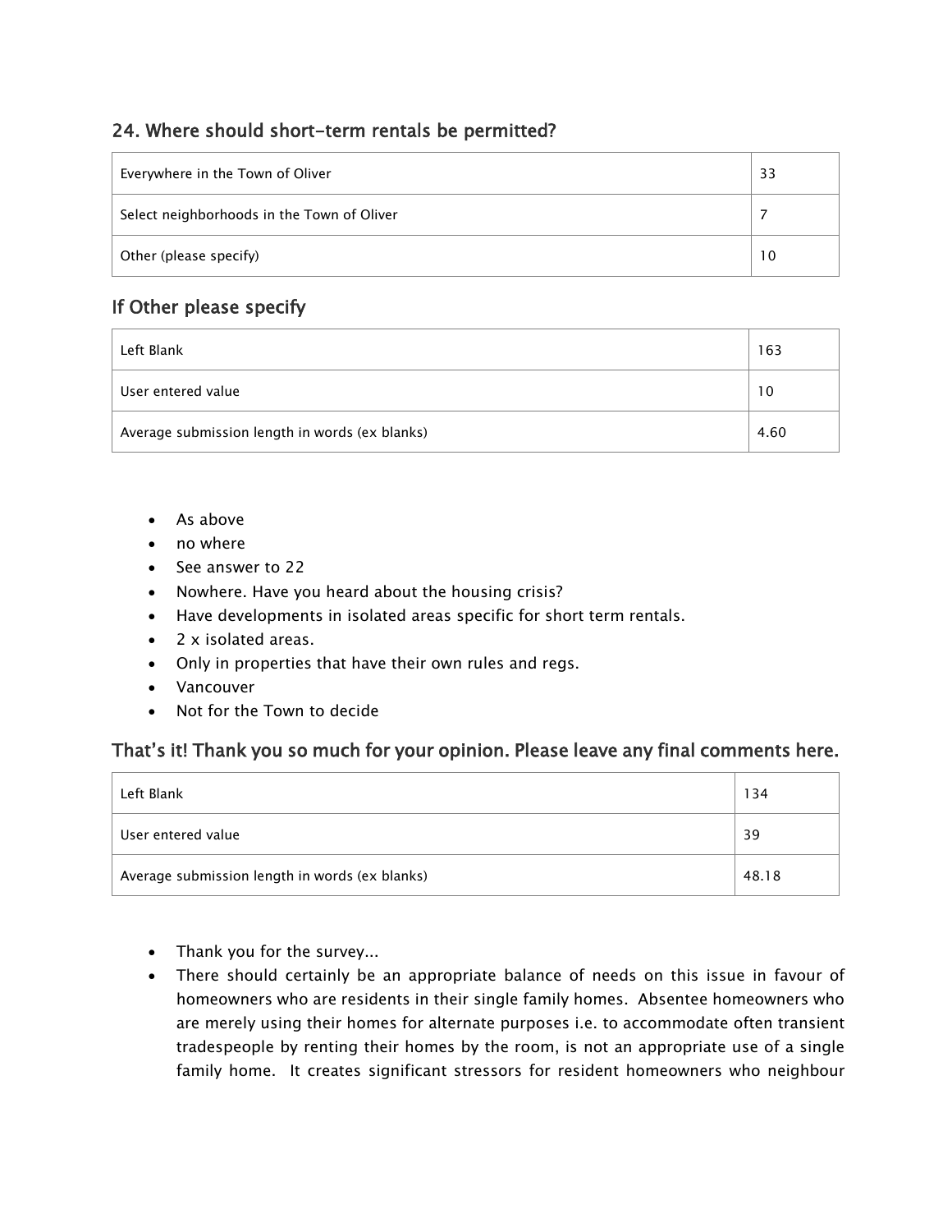## 24. Where should short-term rentals be permitted?

| Everywhere in the Town of Oliver | 33 |
|---|---|
| Select neighborhoods in the Town of Oliver | 7 |
| Other (please specify) | 10 |

## If Other please specify

| Left Blank | 163 |
|---|---|
| User entered value | 10 |
| Average submission length in words (ex blanks) | 4.60 |

- As above
- no where
- See answer to 22
- Nowhere. Have you heard about the housing crisis?
- Have developments in isolated areas specific for short term rentals.
- 2 x isolated areas.
- Only in properties that have their own rules and regs.
- Vancouver
- Not for the Town to decide

## That's it! Thank you so much for your opinion. Please leave any final comments here.

| Left Blank | 134 |
|---|---|
| User entered value | 39 |
| Average submission length in words (ex blanks) | 48.18 |

- Thank you for the survey...
- There should certainly be an appropriate balance of needs on this issue in favour of homeowners who are residents in their single family homes. Absentee homeowners who are merely using their homes for alternate purposes i.e. to accommodate often transient tradespeople by renting their homes by the room, is not an appropriate use of a single family home. It creates significant stressors for resident homeowners who neighbour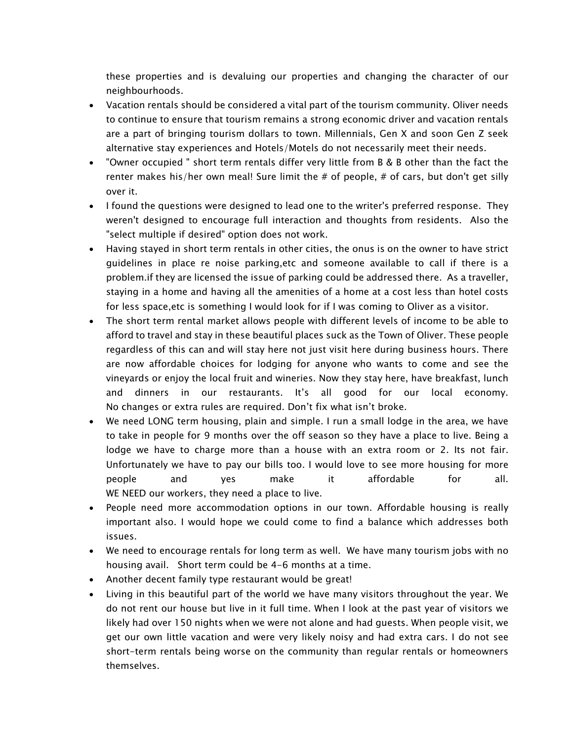these properties and is devaluing our properties and changing the character of our neighbourhoods.

- Vacation rentals should be considered a vital part of the tourism community. Oliver needs to continue to ensure that tourism remains a strong economic driver and vacation rentals are a part of bringing tourism dollars to town. Millennials, Gen X and soon Gen Z seek alternative stay experiences and Hotels/Motels do not necessarily meet their needs.
- "Owner occupied " short term rentals differ very little from B & B other than the fact the renter makes his/her own meal! Sure limit the # of people, # of cars, but don't get silly over it.
- I found the questions were designed to lead one to the writer's preferred response. They weren't designed to encourage full interaction and thoughts from residents. Also the "select multiple if desired" option does not work.
- Having stayed in short term rentals in other cities, the onus is on the owner to have strict guidelines in place re noise parking,etc and someone available to call if there is a problem.if they are licensed the issue of parking could be addressed there. As a traveller, staying in a home and having all the amenities of a home at a cost less than hotel costs for less space,etc is something I would look for if I was coming to Oliver as a visitor.
- The short term rental market allows people with different levels of income to be able to afford to travel and stay in these beautiful places suck as the Town of Oliver. These people regardless of this can and will stay here not just visit here during business hours. There are now affordable choices for lodging for anyone who wants to come and see the vineyards or enjoy the local fruit and wineries. Now they stay here, have breakfast, lunch and dinners in our restaurants. It's all good for our local economy. No changes or extra rules are required. Don't fix what isn't broke.
- We need LONG term housing, plain and simple. I run a small lodge in the area, we have to take in people for 9 months over the off season so they have a place to live. Being a lodge we have to charge more than a house with an extra room or 2. Its not fair. Unfortunately we have to pay our bills too. I would love to see more housing for more people and yes make it affordable for all. WE NEED our workers, they need a place to live.
- People need more accommodation options in our town. Affordable housing is really important also. I would hope we could come to find a balance which addresses both issues.
- We need to encourage rentals for long term as well. We have many tourism jobs with no housing avail. Short term could be 4-6 months at a time.
- Another decent family type restaurant would be great!
- Living in this beautiful part of the world we have many visitors throughout the year. We do not rent our house but live in it full time. When I look at the past year of visitors we likely had over 150 nights when we were not alone and had guests. When people visit, we get our own little vacation and were very likely noisy and had extra cars. I do not see short-term rentals being worse on the community than regular rentals or homeowners themselves.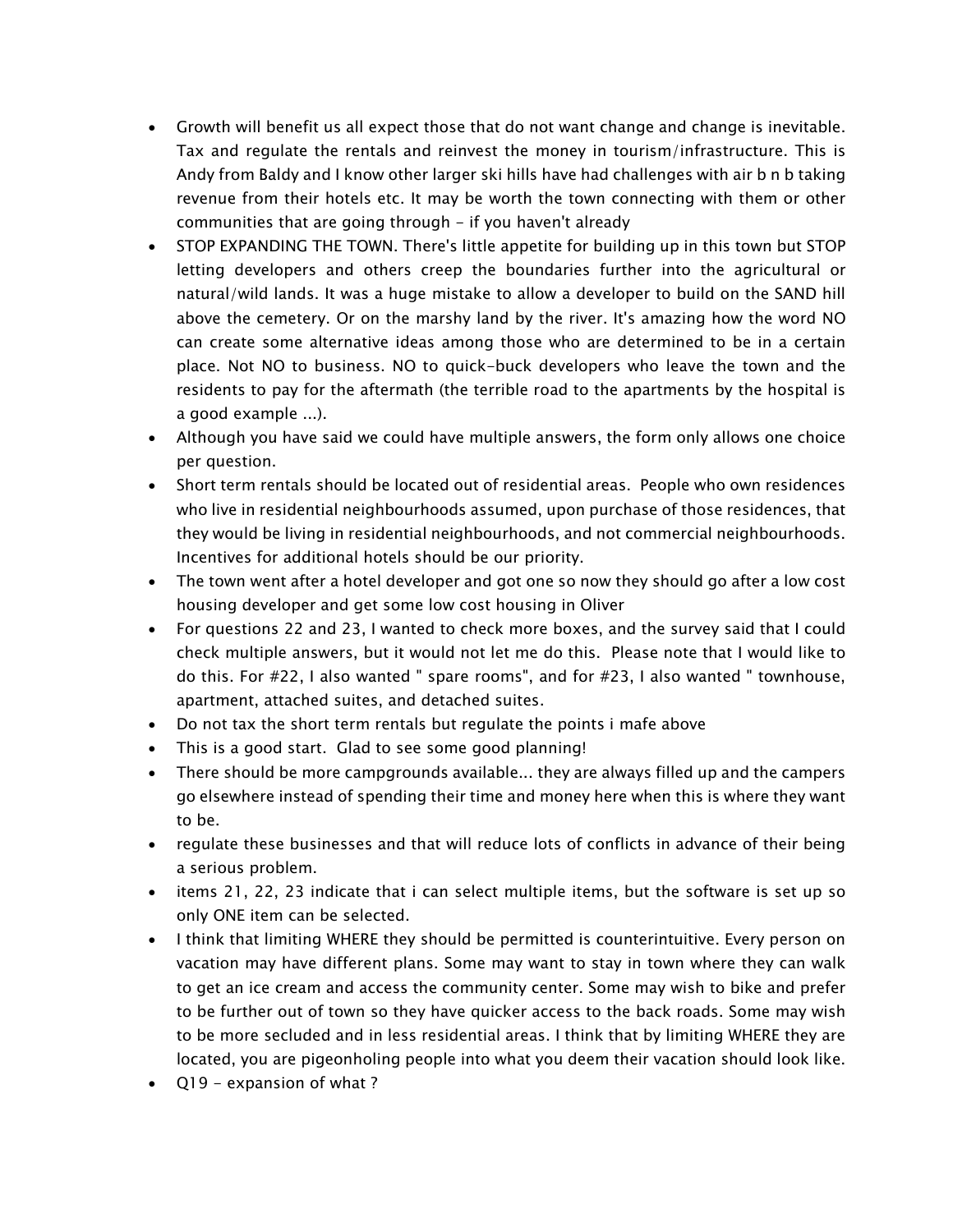- Growth will benefit us all expect those that do not want change and change is inevitable. Tax and regulate the rentals and reinvest the money in tourism/infrastructure. This is Andy from Baldy and I know other larger ski hills have had challenges with air b n b taking revenue from their hotels etc. It may be worth the town connecting with them or other communities that are going through - if you haven't already
- STOP EXPANDING THE TOWN. There's little appetite for building up in this town but STOP letting developers and others creep the boundaries further into the agricultural or natural/wild lands. It was a huge mistake to allow a developer to build on the SAND hill above the cemetery. Or on the marshy land by the river. It's amazing how the word NO can create some alternative ideas among those who are determined to be in a certain place. Not NO to business. NO to quick-buck developers who leave the town and the residents to pay for the aftermath (the terrible road to the apartments by the hospital is a good example ...).
- Although you have said we could have multiple answers, the form only allows one choice per question.
- Short term rentals should be located out of residential areas. People who own residences who live in residential neighbourhoods assumed, upon purchase of those residences, that they would be living in residential neighbourhoods, and not commercial neighbourhoods. Incentives for additional hotels should be our priority.
- The town went after a hotel developer and got one so now they should go after a low cost housing developer and get some low cost housing in Oliver
- For questions 22 and 23, I wanted to check more boxes, and the survey said that I could check multiple answers, but it would not let me do this. Please note that I would like to do this. For #22, I also wanted " spare rooms", and for #23, I also wanted " townhouse, apartment, attached suites, and detached suites.
- Do not tax the short term rentals but regulate the points i mafe above
- This is a good start. Glad to see some good planning!
- There should be more campgrounds available... they are always filled up and the campers go elsewhere instead of spending their time and money here when this is where they want to be.
- regulate these businesses and that will reduce lots of conflicts in advance of their being a serious problem.
- items 21, 22, 23 indicate that i can select multiple items, but the software is set up so only ONE item can be selected.
- I think that limiting WHERE they should be permitted is counterintuitive. Every person on vacation may have different plans. Some may want to stay in town where they can walk to get an ice cream and access the community center. Some may wish to bike and prefer to be further out of town so they have quicker access to the back roads. Some may wish to be more secluded and in less residential areas. I think that by limiting WHERE they are located, you are pigeonholing people into what you deem their vacation should look like.
- Q19 - expansion of what ?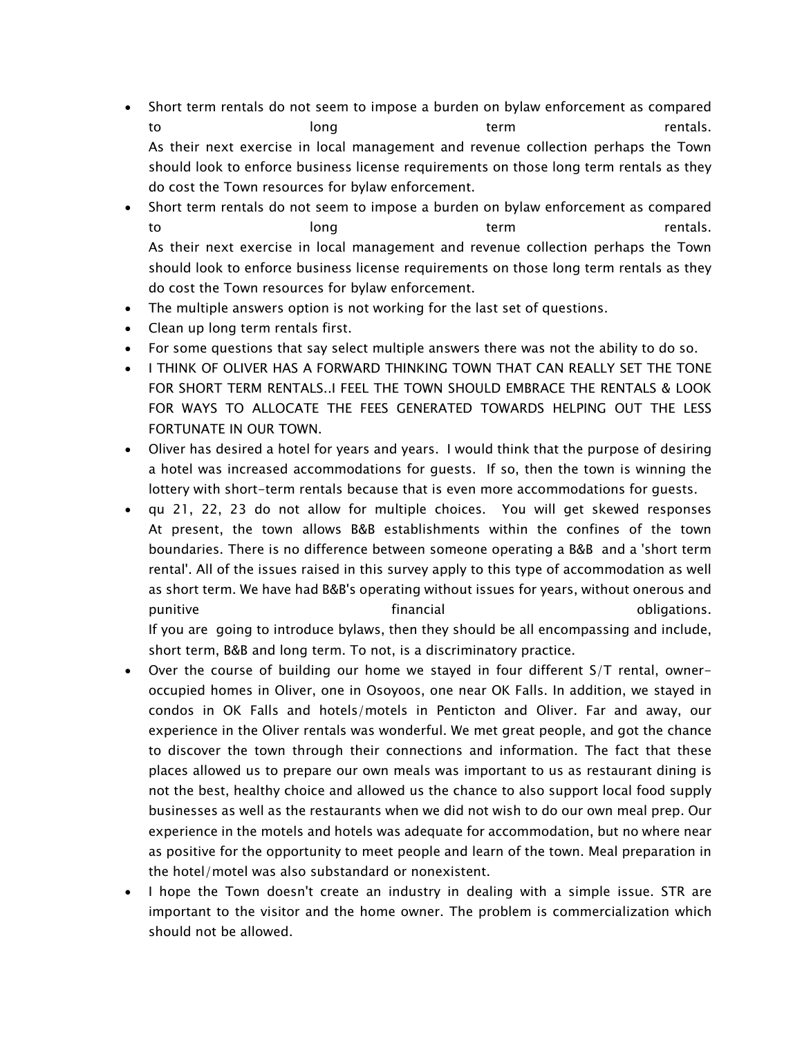- Short term rentals do not seem to impose a burden on bylaw enforcement as compared to long term rentals.
  As their next exercise in local management and revenue collection perhaps the Town should look to enforce business license requirements on those long term rentals as they do cost the Town resources for bylaw enforcement.
- Short term rentals do not seem to impose a burden on bylaw enforcement as compared to long term rentals.
  As their next exercise in local management and revenue collection perhaps the Town should look to enforce business license requirements on those long term rentals as they do cost the Town resources for bylaw enforcement.
- The multiple answers option is not working for the last set of questions.
- Clean up long term rentals first.
- For some questions that say select multiple answers there was not the ability to do so.
- I THINK OF OLIVER HAS A FORWARD THINKING TOWN THAT CAN REALLY SET THE TONE FOR SHORT TERM RENTALS..I FEEL THE TOWN SHOULD EMBRACE THE RENTALS & LOOK FOR WAYS TO ALLOCATE THE FEES GENERATED TOWARDS HELPING OUT THE LESS FORTUNATE IN OUR TOWN.
- Oliver has desired a hotel for years and years. I would think that the purpose of desiring a hotel was increased accommodations for guests. If so, then the town is winning the lottery with short-term rentals because that is even more accommodations for guests.
- qu 21, 22, 23 do not allow for multiple choices. You will get skewed responses
  At present, the town allows B&B establishments within the confines of the town boundaries. There is no difference between someone operating a B&B and a 'short term rental'. All of the issues raised in this survey apply to this type of accommodation as well as short term. We have had B&B's operating without issues for years, without onerous and punitive financial obligations.
  If you are going to introduce bylaws, then they should be all encompassing and include, short term, B&B and long term. To not, is a discriminatory practice.
- Over the course of building our home we stayed in four different S/T rental, owner-occupied homes in Oliver, one in Osoyoos, one near OK Falls. In addition, we stayed in condos in OK Falls and hotels/motels in Penticton and Oliver. Far and away, our experience in the Oliver rentals was wonderful. We met great people, and got the chance to discover the town through their connections and information. The fact that these places allowed us to prepare our own meals was important to us as restaurant dining is not the best, healthy choice and allowed us the chance to also support local food supply businesses as well as the restaurants when we did not wish to do our own meal prep. Our experience in the motels and hotels was adequate for accommodation, but no where near as positive for the opportunity to meet people and learn of the town. Meal preparation in the hotel/motel was also substandard or nonexistent.
- I hope the Town doesn't create an industry in dealing with a simple issue. STR are important to the visitor and the home owner. The problem is commercialization which should not be allowed.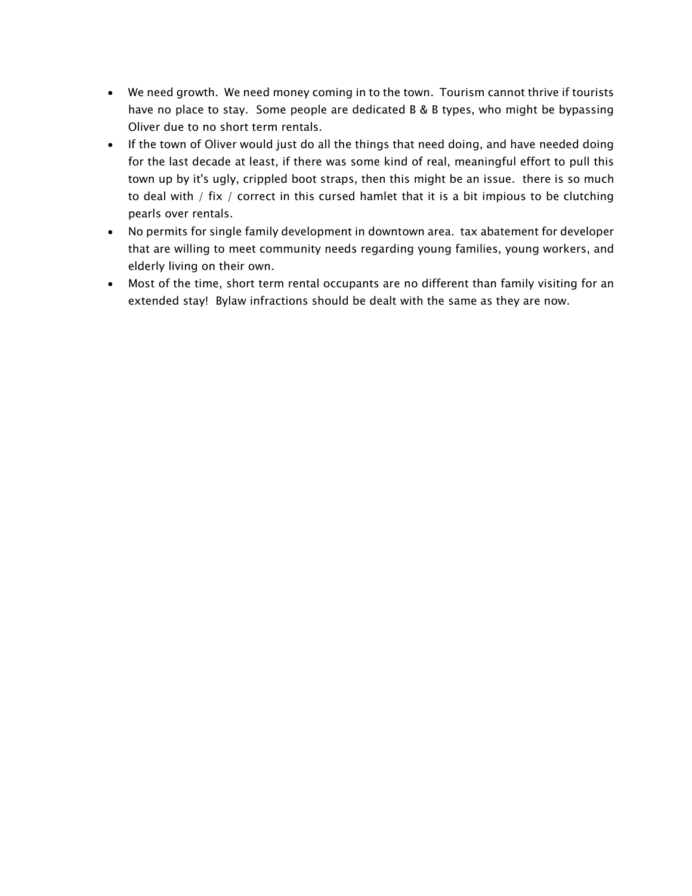- We need growth. We need money coming in to the town. Tourism cannot thrive if tourists have no place to stay. Some people are dedicated B & B types, who might be bypassing Oliver due to no short term rentals.
- If the town of Oliver would just do all the things that need doing, and have needed doing for the last decade at least, if there was some kind of real, meaningful effort to pull this town up by it's ugly, crippled boot straps, then this might be an issue. there is so much to deal with / fix / correct in this cursed hamlet that it is a bit impious to be clutching pearls over rentals.
- No permits for single family development in downtown area. tax abatement for developer that are willing to meet community needs regarding young families, young workers, and elderly living on their own.
- Most of the time, short term rental occupants are no different than family visiting for an extended stay! Bylaw infractions should be dealt with the same as they are now.